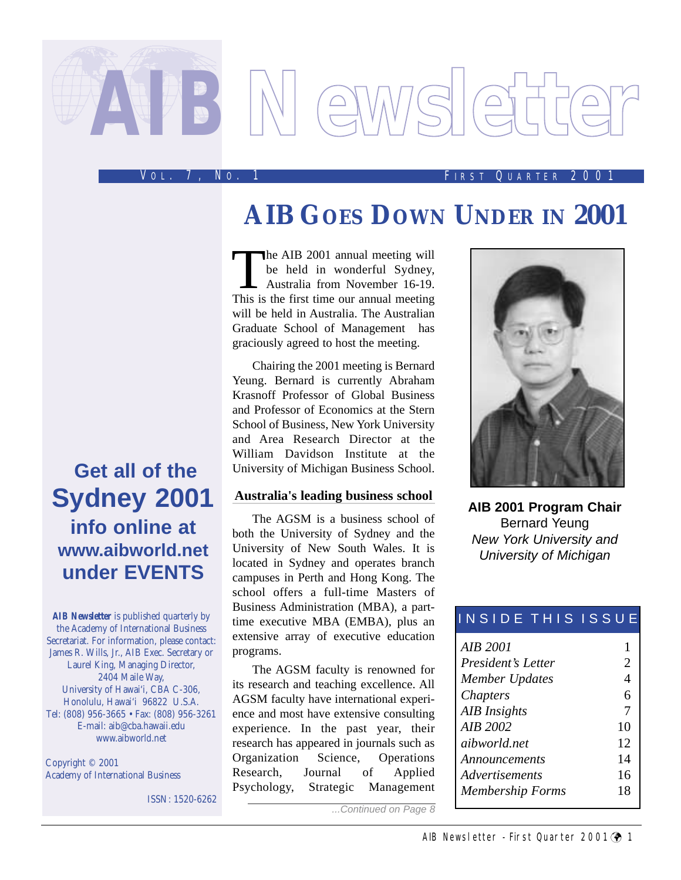# AIB Newsletter

VOL. 7, NO. 1 FIRST QUARTER 2001

## AIB GOES DOWN UNDER IN 2001

The AIB 2001 annual meeting will be held in wonderful Sydney, Australia from November 16-19. This is the first time our annual meeting will be held in Australia. The Australian Graduate School of Management has graciously agreed to host the meeting.

Chairing the 2001 meeting is Bernard Yeung. Bernard is currently Abraham Krasnoff Professor of Global Business and Professor of Economics at the Stern School of Business, New York University and Area Research Director at the William Davidson Institute at the University of Michigan Business School.

### Australia's leading business school

The AGSM is a business school of both the University of Sydney and the University of New South Wales. It is located in Sydney and operates branch campuses in Perth and Hong Kong. The school offers a full-time Masters of Business Administration (MBA), a part-time executive MBA (EMBA), plus an extensive array of executive education programs.

The AGSM faculty is renowned for its research and teaching excellence. All AGSM faculty have international experience and most have extensive consulting experience. In the past year, their research has appeared in journals such as Organization Science, Operations Research, Journal of Applied Psychology, Strategic Management

*...Continued on Page 8*

**AIB 2001 Program Chair**
Bernard Yeung
*New York University and University of Michigan*

| INSIDE THIS ISSUE | |
|---|---|
| *AIB 2001* | 1 |
| *President's Letter* | 2 |
| *Member Updates* | 4 |
| *Chapters* | 6 |
| *AIB Insights* | 7 |
| *AIB 2002* | 10 |
| *aibworld.net* | 12 |
| *Announcements* | 14 |
| *Advertisements* | 16 |
| *Membership Forms* | 18 |

**Get all of the Sydney 2001 info online at www.aibworld.net under EVENTS**

***AIB Newsletter*** is published quarterly by the Academy of International Business Secretariat. For information, please contact: James R. Wills, Jr., AIB Exec. Secretary or Laurel King, Managing Director, 2404 Maile Way, University of Hawai'i, CBA C-306, Honolulu, Hawai'i 96822 U.S.A. Tel: (808) 956-3665 • Fax: (808) 956-3261 E-mail: aib@cba.hawaii.edu www.aibworld.net

Copyright © 2001 Academy of International Business

ISSN: 1520-6262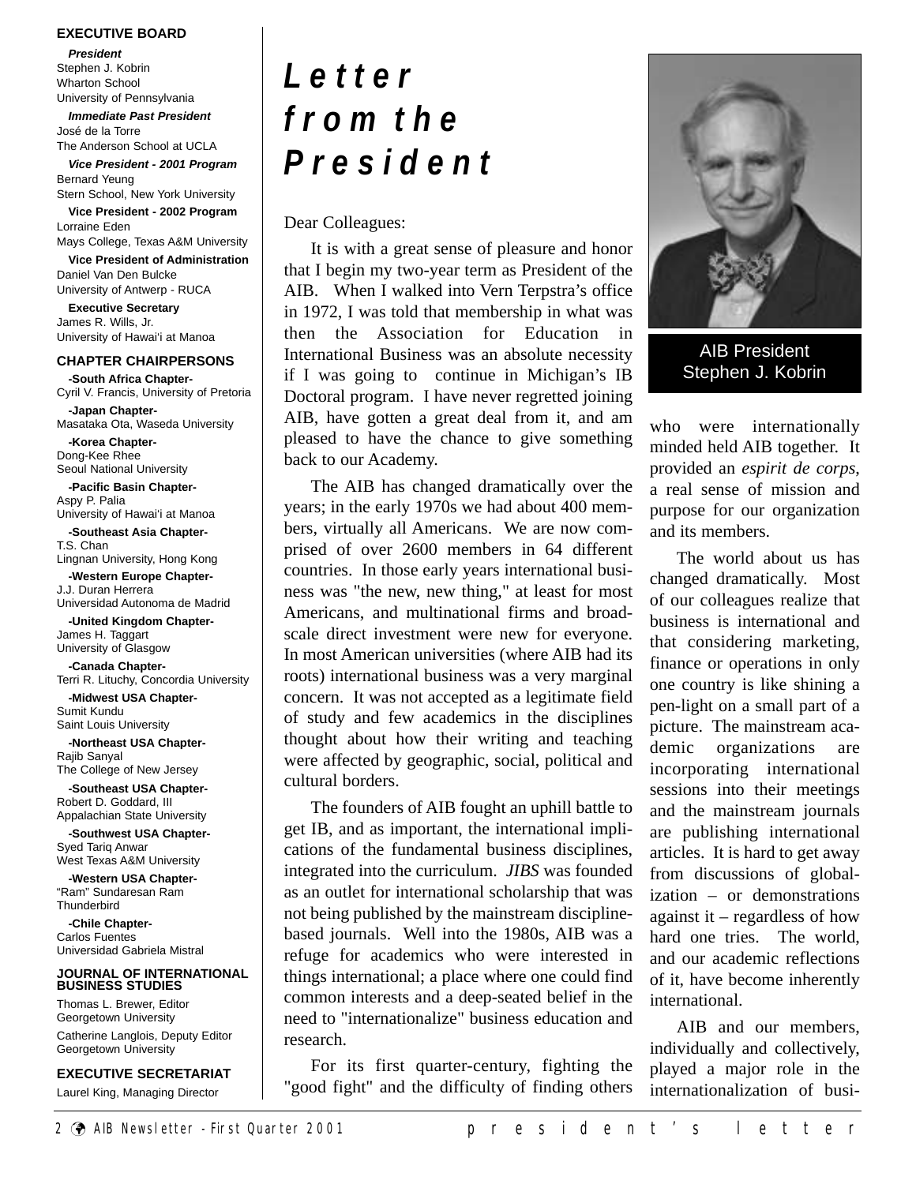**EXECUTIVE BOARD**

***President***
Stephen J. Kobrin
Wharton School
University of Pennsylvania

***Immediate Past President***
José de la Torre
The Anderson School at UCLA

***Vice President - 2001 Program***
Bernard Yeung
Stern School, New York University

**Vice President - 2002 Program**
Lorraine Eden
Mays College, Texas A&M University

**Vice President of Administration**
Daniel Van Den Bulcke
University of Antwerp - RUCA

**Executive Secretary**
James R. Wills, Jr.
University of Hawai'i at Manoa

**CHAPTER CHAIRPERSONS**

**-South Africa Chapter-**
Cyril V. Francis, University of Pretoria

**-Japan Chapter-**
Masataka Ota, Waseda University

**-Korea Chapter-**
Dong-Kee Rhee
Seoul National University

**-Pacific Basin Chapter-**
Aspy P. Palia
University of Hawai'i at Manoa

**-Southeast Asia Chapter-**
T.S. Chan
Lingnan University, Hong Kong

**-Western Europe Chapter-**
J.J. Duran Herrera
Universidad Autonoma de Madrid

**-United Kingdom Chapter-**
James H. Taggart
University of Glasgow

**-Canada Chapter-**
Terri R. Lituchy, Concordia University

**-Midwest USA Chapter-**
Sumit Kundu
Saint Louis University

**-Northeast USA Chapter-**
Rajib Sanyal
The College of New Jersey

**-Southeast USA Chapter-**
Robert D. Goddard, III
Appalachian State University

**-Southwest USA Chapter-**
Syed Tariq Anwar
West Texas A&M University

**-Western USA Chapter-**
"Ram" Sundaresan Ram
Thunderbird

**-Chile Chapter-**
Carlos Fuentes
Universidad Gabriela Mistral

**JOURNAL OF INTERNATIONAL BUSINESS STUDIES**

Thomas L. Brewer, Editor
Georgetown University

Catherine Langlois, Deputy Editor
Georgetown University

**EXECUTIVE SECRETARIAT**

Laurel King, Managing Director

# *Letter from the President*

AIB President
Stephen J. Kobrin

Dear Colleagues:

It is with a great sense of pleasure and honor that I begin my two-year term as President of the AIB. When I walked into Vern Terpstra's office in 1972, I was told that membership in what was then the Association for Education in International Business was an absolute necessity if I was going to continue in Michigan's IB Doctoral program. I have never regretted joining AIB, have gotten a great deal from it, and am pleased to have the chance to give something back to our Academy.

The AIB has changed dramatically over the years; in the early 1970s we had about 400 members, virtually all Americans. We are now comprised of over 2600 members in 64 different countries. In those early years international business was "the new, new thing," at least for most Americans, and multinational firms and broad-scale direct investment were new for everyone. In most American universities (where AIB had its roots) international business was a very marginal concern. It was not accepted as a legitimate field of study and few academics in the disciplines thought about how their writing and teaching were affected by geographic, social, political and cultural borders.

The founders of AIB fought an uphill battle to get IB, and as important, the international implications of the fundamental business disciplines, integrated into the curriculum. *JIBS* was founded as an outlet for international scholarship that was not being published by the mainstream discipline-based journals. Well into the 1980s, AIB was a refuge for academics who were interested in things international; a place where one could find common interests and a deep-seated belief in the need to "internationalize" business education and research.

For its first quarter-century, fighting the "good fight" and the difficulty of finding others who were internationally minded held AIB together. It provided an *espirit de corps*, a real sense of mission and purpose for our organization and its members.

The world about us has changed dramatically. Most of our colleagues realize that business is international and that considering marketing, finance or operations in only one country is like shining a pen-light on a small part of a picture. The mainstream academic organizations are incorporating international sessions into their meetings and the mainstream journals are publishing international articles. It is hard to get away from discussions of globalization – or demonstrations against it – regardless of how hard one tries. The world, and our academic reflections of it, have become inherently international.

AIB and our members, individually and collectively, played a major role in the internationalization of busi-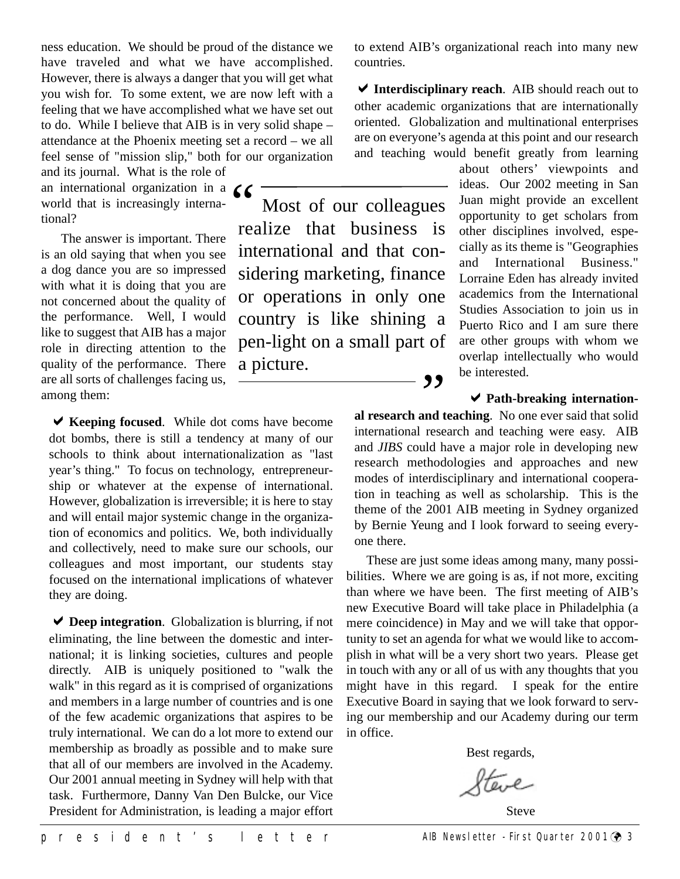ness education. We should be proud of the distance we have traveled and what we have accomplished. However, there is always a danger that you will get what you wish for. To some extent, we are now left with a feeling that we have accomplished what we have set out to do. While I believe that AIB is in very solid shape – attendance at the Phoenix meeting set a record – we all feel sense of "mission slip," both for our organization and its journal. What is the role of an international organization in a world that is increasingly international?

The answer is important. There is an old saying that when you see a dog dance you are so impressed with what it is doing that you are not concerned about the quality of the performance. Well, I would like to suggest that AIB has a major role in directing attention to the quality of the performance. There are all sorts of challenges facing us, among them:

> "Most of our colleagues realize that business is international and that considering marketing, finance or operations in only one country is like shining a pen-light on a small part of a picture."

✔ **Keeping focused**. While dot coms have become dot bombs, there is still a tendency at many of our schools to think about internationalization as "last year's thing." To focus on technology, entrepreneurship or whatever at the expense of international. However, globalization is irreversible; it is here to stay and will entail major systemic change in the organization of economics and politics. We, both individually and collectively, need to make sure our schools, our colleagues and most important, our students stay focused on the international implications of whatever they are doing.

✔ **Deep integration**. Globalization is blurring, if not eliminating, the line between the domestic and international; it is linking societies, cultures and people directly. AIB is uniquely positioned to "walk the walk" in this regard as it is comprised of organizations and members in a large number of countries and is one of the few academic organizations that aspires to be truly international. We can do a lot more to extend our membership as broadly as possible and to make sure that all of our members are involved in the Academy. Our 2001 annual meeting in Sydney will help with that task. Furthermore, Danny Van Den Bulcke, our Vice President for Administration, is leading a major effort to extend AIB's organizational reach into many new countries.

✔ **Interdisciplinary reach**. AIB should reach out to other academic organizations that are internationally oriented. Globalization and multinational enterprises are on everyone's agenda at this point and our research and teaching would benefit greatly from learning about others' viewpoints and ideas. Our 2002 meeting in San Juan might provide an excellent opportunity to get scholars from other disciplines involved, especially as its theme is "Geographies and International Business." Lorraine Eden has already invited academics from the International Studies Association to join us in Puerto Rico and I am sure there are other groups with whom we overlap intellectually who would be interested.

✔ **Path-breaking international research and teaching**. No one ever said that solid international research and teaching were easy. AIB and *JIBS* could have a major role in developing new research methodologies and approaches and new modes of interdisciplinary and international cooperation in teaching as well as scholarship. This is the theme of the 2001 AIB meeting in Sydney organized by Bernie Yeung and I look forward to seeing everyone there.

These are just some ideas among many, many possibilities. Where we are going is as, if not more, exciting than where we have been. The first meeting of AIB's new Executive Board will take place in Philadelphia (a mere coincidence) in May and we will take that opportunity to set an agenda for what we would like to accomplish in what will be a very short two years. Please get in touch with any or all of us with any thoughts that you might have in this regard. I speak for the entire Executive Board in saying that we look forward to serving our membership and our Academy during our term in office.

Best regards,

*Steve*

Steve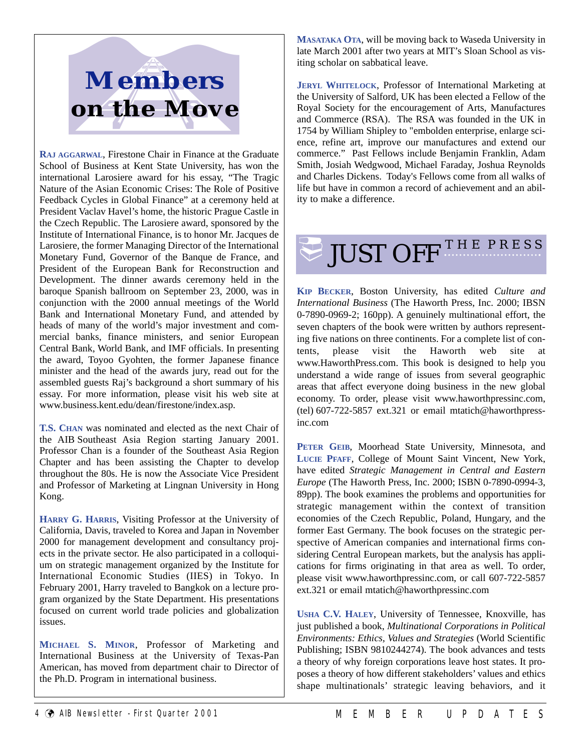# Members on the Move

**Raj Aggarwal**, Firestone Chair in Finance at the Graduate School of Business at Kent State University, has won the international Larosiere award for his essay, "The Tragic Nature of the Asian Economic Crises: The Role of Positive Feedback Cycles in Global Finance" at a ceremony held at President Vaclav Havel's home, the historic Prague Castle in the Czech Republic. The Larosiere award, sponsored by the Institute of International Finance, is to honor Mr. Jacques de Larosiere, the former Managing Director of the International Monetary Fund, Governor of the Banque de France, and President of the European Bank for Reconstruction and Development. The dinner awards ceremony held in the baroque Spanish ballroom on September 23, 2000, was in conjunction with the 2000 annual meetings of the World Bank and International Monetary Fund, and attended by heads of many of the world's major investment and commercial banks, finance ministers, and senior European Central Bank, World Bank, and IMF officials. In presenting the award, Toyoo Gyohten, the former Japanese finance minister and the head of the awards jury, read out for the assembled guests Raj's background and a short summary of his essay. For more information, please visit his web site at www.business.kent.edu/dean/firestone/index.asp.

**T.S. Chan** was nominated and elected as the next Chair of the AIB Southeast Asia Region starting January 2001. Professor Chan is a founder of the Southeast Asia Region Chapter and has been assisting the Chapter to develop throughout the 80s. He is now the Associate Vice President and Professor of Marketing at Lingnan University in Hong Kong.

**Harry G. Harris**, Visiting Professor at the University of California, Davis, traveled to Korea and Japan in November 2000 for management development and consultancy projects in the private sector. He also participated in a colloquium on strategic management organized by the Institute for International Economic Studies (IIES) in Tokyo. In February 2001, Harry traveled to Bangkok on a lecture program organized by the State Department. His presentations focused on current world trade policies and globalization issues.

**Michael S. Minor**, Professor of Marketing and International Business at the University of Texas-Pan American, has moved from department chair to Director of the Ph.D. Program in international business.

**Masataka Ota**, will be moving back to Waseda University in late March 2001 after two years at MIT's Sloan School as visiting scholar on sabbatical leave.

**Jeryl Whitelock**, Professor of International Marketing at the University of Salford, UK has been elected a Fellow of the Royal Society for the encouragement of Arts, Manufactures and Commerce (RSA). The RSA was founded in the UK in 1754 by William Shipley to "embolden enterprise, enlarge science, refine art, improve our manufactures and extend our commerce." Past Fellows include Benjamin Franklin, Adam Smith, Josiah Wedgwood, Michael Faraday, Joshua Reynolds and Charles Dickens. Today's Fellows come from all walks of life but have in common a record of achievement and an ability to make a difference.

# Just Off the Press

**Kip Becker**, Boston University, has edited *Culture and International Business* (The Haworth Press, Inc. 2000; IBSN 0-7890-0969-2; 160pp). A genuinely multinational effort, the seven chapters of the book were written by authors representing five nations on three continents. For a complete list of contents, please visit the Haworth web site at www.HaworthPress.com. This book is designed to help you understand a wide range of issues from several geographic areas that affect everyone doing business in the new global economy. To order, please visit www.haworthpressinc.com, (tel) 607-722-5857 ext.321 or email mtatich@haworthpressinc.com

**Peter Geib**, Moorhead State University, Minnesota, and **Lucie Pfaff**, College of Mount Saint Vincent, New York, have edited *Strategic Management in Central and Eastern Europe* (The Haworth Press, Inc. 2000; ISBN 0-7890-0994-3, 89pp). The book examines the problems and opportunities for strategic management within the context of transition economies of the Czech Republic, Poland, Hungary, and the former East Germany. The book focuses on the strategic perspective of American companies and international firms considering Central European markets, but the analysis has applications for firms originating in that area as well. To order, please visit www.haworthpressinc.com, or call 607-722-5857 ext.321 or email mtatich@haworthpressinc.com

**Usha C.V. Haley**, University of Tennessee, Knoxville, has just published a book, *Multinational Corporations in Political Environments: Ethics, Values and Strategies* (World Scientific Publishing; ISBN 9810244274). The book advances and tests a theory of why foreign corporations leave host states. It proposes a theory of how different stakeholders' values and ethics shape multinationals' strategic leaving behaviors, and it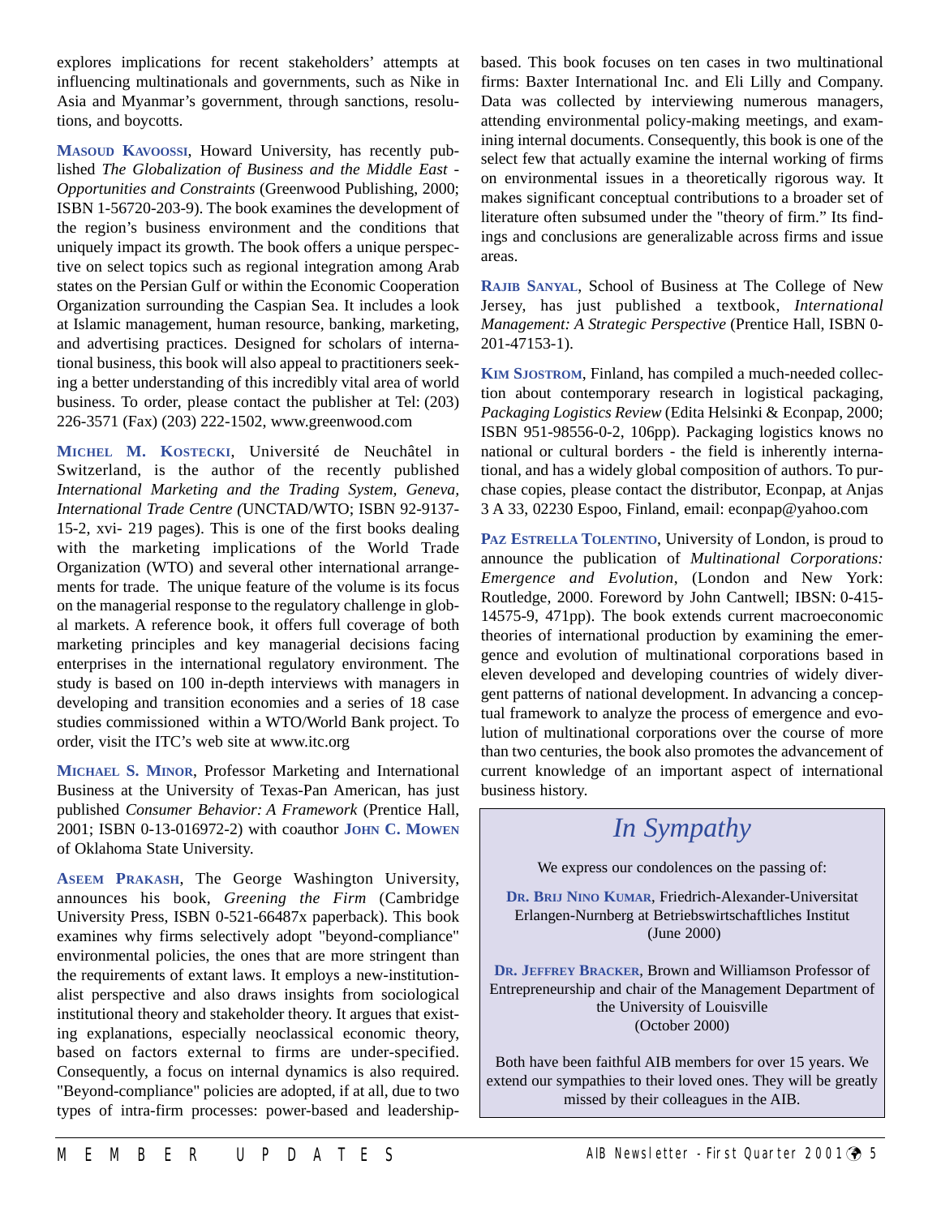explores implications for recent stakeholders' attempts at influencing multinationals and governments, such as Nike in Asia and Myanmar's government, through sanctions, resolutions, and boycotts.

**MASOUD KAVOOSSI**, Howard University, has recently published *The Globalization of Business and the Middle East - Opportunities and Constraints* (Greenwood Publishing, 2000; ISBN 1-56720-203-9). The book examines the development of the region's business environment and the conditions that uniquely impact its growth. The book offers a unique perspective on select topics such as regional integration among Arab states on the Persian Gulf or within the Economic Cooperation Organization surrounding the Caspian Sea. It includes a look at Islamic management, human resource, banking, marketing, and advertising practices. Designed for scholars of international business, this book will also appeal to practitioners seeking a better understanding of this incredibly vital area of world business. To order, please contact the publisher at Tel: (203) 226-3571 (Fax) (203) 222-1502, www.greenwood.com

**MICHEL M. KOSTECKI**, Université de Neuchâtel in Switzerland, is the author of the recently published *International Marketing and the Trading System, Geneva, International Trade Centre (*UNCTAD/WTO; ISBN 92-9137-15-2, xvi- 219 pages). This is one of the first books dealing with the marketing implications of the World Trade Organization (WTO) and several other international arrangements for trade. The unique feature of the volume is its focus on the managerial response to the regulatory challenge in global markets. A reference book, it offers full coverage of both marketing principles and key managerial decisions facing enterprises in the international regulatory environment. The study is based on 100 in-depth interviews with managers in developing and transition economies and a series of 18 case studies commissioned within a WTO/World Bank project. To order, visit the ITC's web site at www.itc.org

**MICHAEL S. MINOR**, Professor Marketing and International Business at the University of Texas-Pan American, has just published *Consumer Behavior: A Framework* (Prentice Hall, 2001; ISBN 0-13-016972-2) with coauthor **JOHN C. MOWEN** of Oklahoma State University.

**ASEEM PRAKASH**, The George Washington University, announces his book, *Greening the Firm* (Cambridge University Press, ISBN 0-521-66487x paperback). This book examines why firms selectively adopt "beyond-compliance" environmental policies, the ones that are more stringent than the requirements of extant laws. It employs a new-institutionalist perspective and also draws insights from sociological institutional theory and stakeholder theory. It argues that existing explanations, especially neoclassical economic theory, based on factors external to firms are under-specified. Consequently, a focus on internal dynamics is also required. "Beyond-compliance" policies are adopted, if at all, due to two types of intra-firm processes: power-based and leadership-based. This book focuses on ten cases in two multinational firms: Baxter International Inc. and Eli Lilly and Company. Data was collected by interviewing numerous managers, attending environmental policy-making meetings, and examining internal documents. Consequently, this book is one of the select few that actually examine the internal working of firms on environmental issues in a theoretically rigorous way. It makes significant conceptual contributions to a broader set of literature often subsumed under the "theory of firm." Its findings and conclusions are generalizable across firms and issue areas.

**RAJIB SANYAL**, School of Business at The College of New Jersey, has just published a textbook, *International Management: A Strategic Perspective* (Prentice Hall, ISBN 0-201-47153-1).

**KIM SJOSTROM**, Finland, has compiled a much-needed collection about contemporary research in logistical packaging, *Packaging Logistics Review* (Edita Helsinki & Econpap, 2000; ISBN 951-98556-0-2, 106pp). Packaging logistics knows no national or cultural borders - the field is inherently international, and has a widely global composition of authors. To purchase copies, please contact the distributor, Econpap, at Anjas 3 A 33, 02230 Espoo, Finland, email: econpap@yahoo.com

**PAZ ESTRELLA TOLENTINO**, University of London, is proud to announce the publication of *Multinational Corporations: Emergence and Evolution*, (London and New York: Routledge, 2000. Foreword by John Cantwell; IBSN: 0-415-14575-9, 471pp). The book extends current macroeconomic theories of international production by examining the emergence and evolution of multinational corporations based in eleven developed and developing countries of widely divergent patterns of national development. In advancing a conceptual framework to analyze the process of emergence and evolution of multinational corporations over the course of more than two centuries, the book also promotes the advancement of current knowledge of an important aspect of international business history.

## *In Sympathy*

We express our condolences on the passing of:

**DR. BRIJ NINO KUMAR**, Friedrich-Alexander-Universitat Erlangen-Nurnberg at Betriebswirtschaftliches Institut (June 2000)

**DR. JEFFREY BRACKER**, Brown and Williamson Professor of Entrepreneurship and chair of the Management Department of the University of Louisville (October 2000)

Both have been faithful AIB members for over 15 years. We extend our sympathies to their loved ones. They will be greatly missed by their colleagues in the AIB.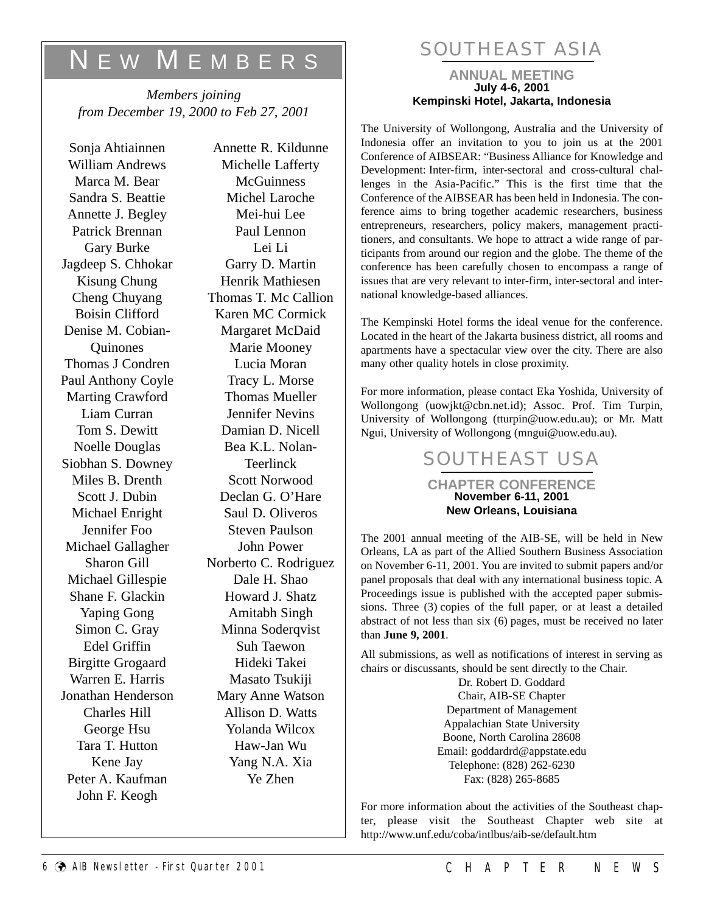# NEW MEMBERS

*Members joining from December 19, 2000 to Feb 27, 2001*

Sonja Ahtiainnen
William Andrews
Marca M. Bear
Sandra S. Beattie
Annette J. Begley
Patrick Brennan
Gary Burke
Jagdeep S. Chhokar
Kisung Chung
Cheng Chuyang
Boisin Clifford
Denise M. Cobian-Quinones
Thomas J Condren
Paul Anthony Coyle
Marting Crawford
Liam Curran
Tom S. Dewitt
Noelle Douglas
Siobhan S. Downey
Miles B. Drenth
Scott J. Dubin
Michael Enright
Jennifer Foo
Michael Gallagher
Sharon Gill
Michael Gillespie
Shane F. Glackin
Yaping Gong
Simon C. Gray
Edel Griffin
Birgitte Grogaard
Warren E. Harris
Jonathan Henderson
Charles Hill
George Hsu
Tara T. Hutton
Kene Jay
Peter A. Kaufman
John F. Keogh
Annette R. Kildunne
Michelle Lafferty McGuinness
Michel Laroche
Mei-hui Lee
Paul Lennon
Lei Li
Garry D. Martin
Henrik Mathiesen
Thomas T. Mc Callion
Karen MC Cormick
Margaret McDaid
Marie Mooney
Lucia Moran
Tracy L. Morse
Thomas Mueller
Jennifer Nevins
Damian D. Nicell
Bea K.L. Nolan-Teerlinck
Scott Norwood
Declan G. O'Hare
Saul D. Oliveros
Steven Paulson
John Power
Norberto C. Rodriguez
Dale H. Shao
Howard J. Shatz
Amitabh Singh
Minna Soderqvist
Suh Taewon
Hideki Takei
Masato Tsukiji
Mary Anne Watson
Allison D. Watts
Yolanda Wilcox
Haw-Jan Wu
Yang N.A. Xia
Ye Zhen

# SOUTHEAST ASIA

## ANNUAL MEETING

**July 4-6, 2001**
**Kempinski Hotel, Jakarta, Indonesia**

The University of Wollongong, Australia and the University of Indonesia offer an invitation to you to join us at the 2001 Conference of AIBSEAR: "Business Alliance for Knowledge and Development: Inter-firm, inter-sectoral and cross-cultural challenges in the Asia-Pacific." This is the first time that the Conference of the AIBSEAR has been held in Indonesia. The conference aims to bring together academic researchers, business entrepreneurs, researchers, policy makers, management practitioners, and consultants. We hope to attract a wide range of participants from around our region and the globe. The theme of the conference has been carefully chosen to encompass a range of issues that are very relevant to inter-firm, inter-sectoral and international knowledge-based alliances.

The Kempinski Hotel forms the ideal venue for the conference. Located in the heart of the Jakarta business district, all rooms and apartments have a spectacular view over the city. There are also many other quality hotels in close proximity.

For more information, please contact Eka Yoshida, University of Wollongong (uowjkt@cbn.net.id); Assoc. Prof. Tim Turpin, University of Wollongong (tturpin@uow.edu.au); or Mr. Matt Ngui, University of Wollongong (mngui@uow.edu.au).

# SOUTHEAST USA

## CHAPTER CONFERENCE

**November 6-11, 2001**
**New Orleans, Louisiana**

The 2001 annual meeting of the AIB-SE, will be held in New Orleans, LA as part of the Allied Southern Business Association on November 6-11, 2001. You are invited to submit papers and/or panel proposals that deal with any international business topic. A Proceedings issue is published with the accepted paper submissions. Three (3) copies of the full paper, or at least a detailed abstract of not less than six (6) pages, must be received no later than **June 9, 2001**.

All submissions, as well as notifications of interest in serving as chairs or discussants, should be sent directly to the Chair.

Dr. Robert D. Goddard
Chair, AIB-SE Chapter
Department of Management
Appalachian State University
Boone, North Carolina 28608
Email: goddardrd@appstate.edu
Telephone: (828) 262-6230
Fax: (828) 265-8685

For more information about the activities of the Southeast chapter, please visit the Southeast Chapter web site at http://www.unf.edu/coba/intlbus/aib-se/default.htm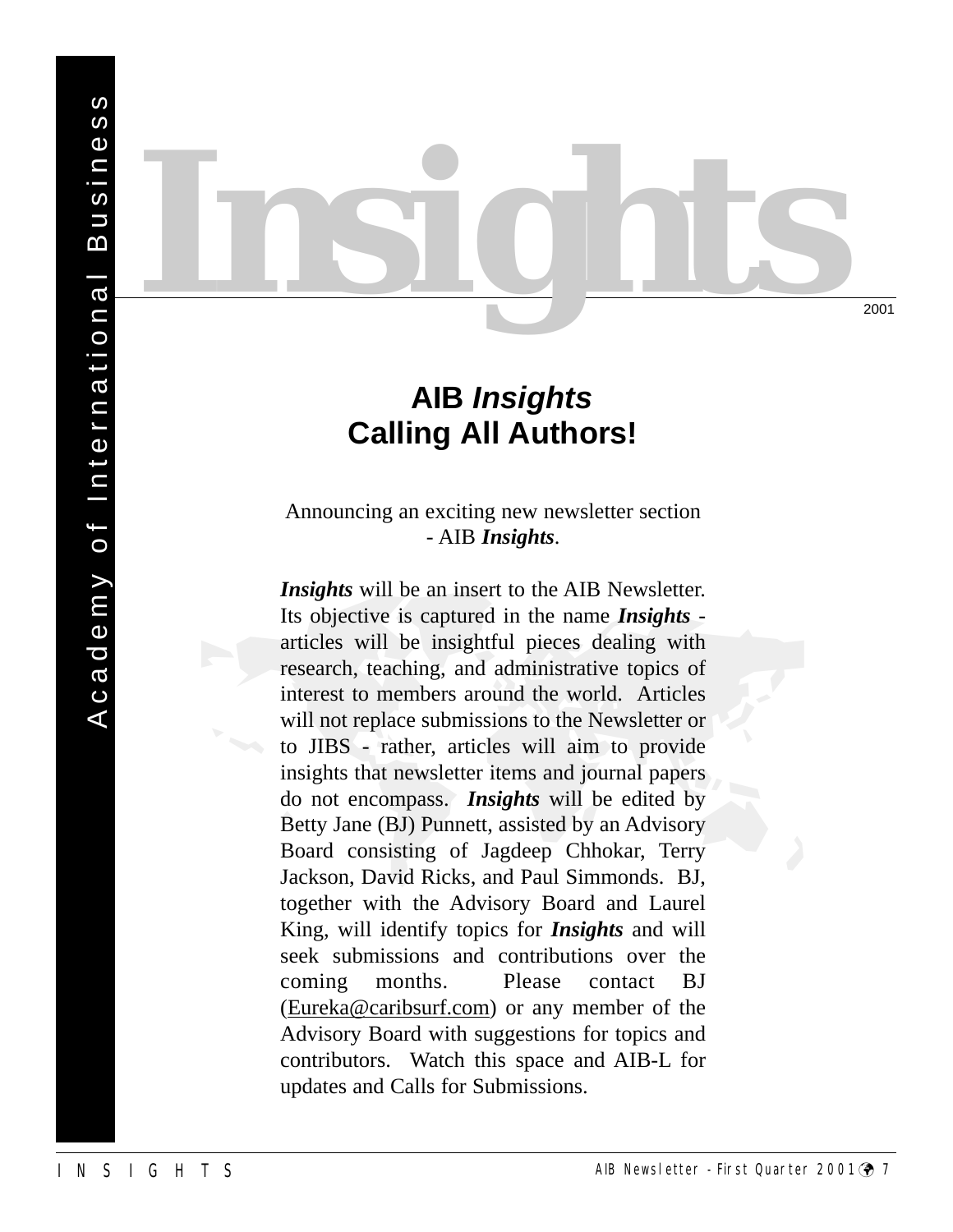# Insights

2001

## AIB *Insights*
## Calling All Authors!

Announcing an exciting new newsletter section - AIB ***Insights***.

***Insights*** will be an insert to the AIB Newsletter. Its objective is captured in the name ***Insights*** - articles will be insightful pieces dealing with research, teaching, and administrative topics of interest to members around the world. Articles will not replace submissions to the Newsletter or to JIBS - rather, articles will aim to provide insights that newsletter items and journal papers do not encompass. ***Insights*** will be edited by Betty Jane (BJ) Punnett, assisted by an Advisory Board consisting of Jagdeep Chhokar, Terry Jackson, David Ricks, and Paul Simmonds. BJ, together with the Advisory Board and Laurel King, will identify topics for ***Insights*** and will seek submissions and contributions over the coming months. Please contact BJ (Eureka@caribsurf.com) or any member of the Advisory Board with suggestions for topics and contributors. Watch this space and AIB-L for updates and Calls for Submissions.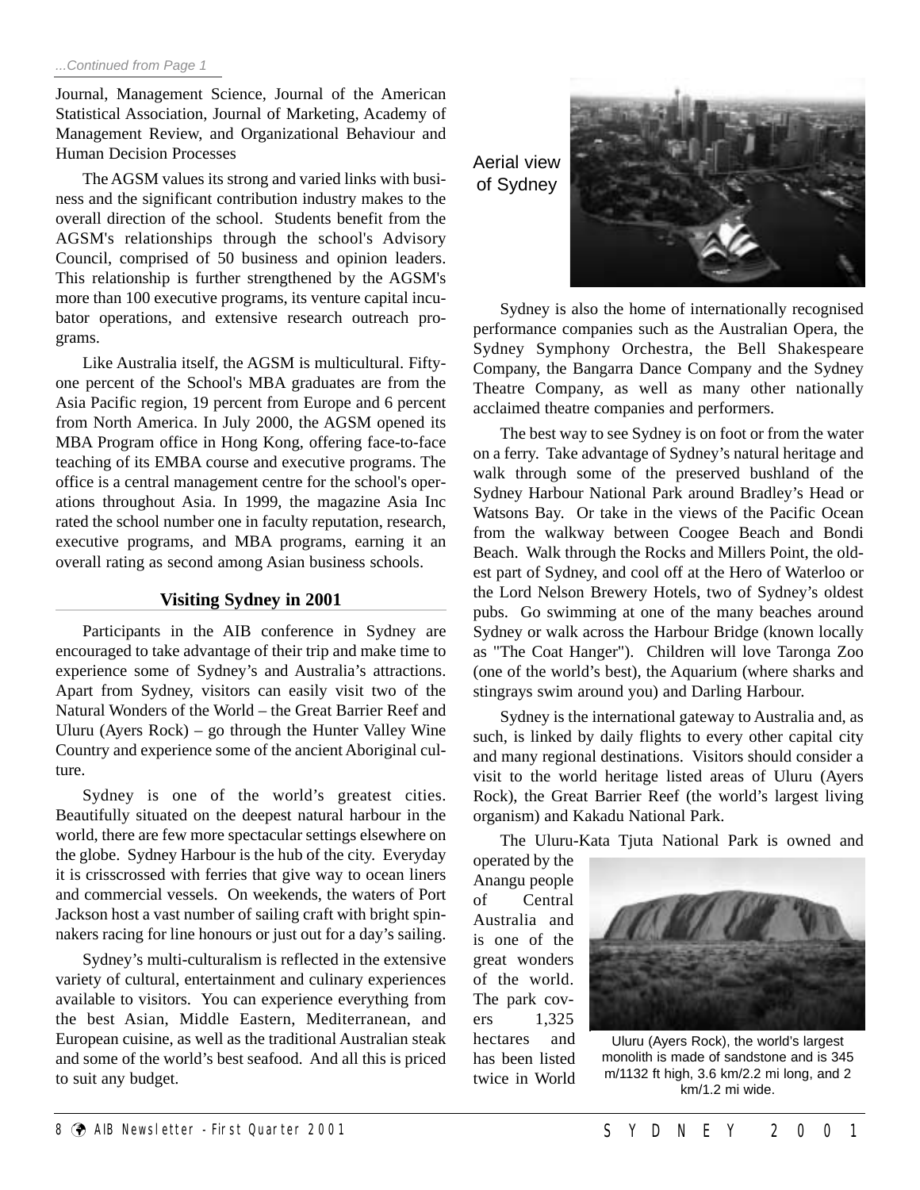*...Continued from Page 1*

Journal, Management Science, Journal of the American Statistical Association, Journal of Marketing, Academy of Management Review, and Organizational Behaviour and Human Decision Processes

The AGSM values its strong and varied links with business and the significant contribution industry makes to the overall direction of the school. Students benefit from the AGSM's relationships through the school's Advisory Council, comprised of 50 business and opinion leaders. This relationship is further strengthened by the AGSM's more than 100 executive programs, its venture capital incubator operations, and extensive research outreach programs.

Like Australia itself, the AGSM is multicultural. Fifty-one percent of the School's MBA graduates are from the Asia Pacific region, 19 percent from Europe and 6 percent from North America. In July 2000, the AGSM opened its MBA Program office in Hong Kong, offering face-to-face teaching of its EMBA course and executive programs. The office is a central management centre for the school's operations throughout Asia. In 1999, the magazine Asia Inc rated the school number one in faculty reputation, research, executive programs, and MBA programs, earning it an overall rating as second among Asian business schools.

### Visiting Sydney in 2001

Participants in the AIB conference in Sydney are encouraged to take advantage of their trip and make time to experience some of Sydney's and Australia's attractions. Apart from Sydney, visitors can easily visit two of the Natural Wonders of the World – the Great Barrier Reef and Uluru (Ayers Rock) – go through the Hunter Valley Wine Country and experience some of the ancient Aboriginal culture.

Sydney is one of the world's greatest cities. Beautifully situated on the deepest natural harbour in the world, there are few more spectacular settings elsewhere on the globe. Sydney Harbour is the hub of the city. Everyday it is crisscrossed with ferries that give way to ocean liners and commercial vessels. On weekends, the waters of Port Jackson host a vast number of sailing craft with bright spinnakers racing for line honours or just out for a day's sailing.

Sydney's multi-culturalism is reflected in the extensive variety of cultural, entertainment and culinary experiences available to visitors. You can experience everything from the best Asian, Middle Eastern, Mediterranean, and European cuisine, as well as the traditional Australian steak and some of the world's best seafood. And all this is priced to suit any budget.

Aerial view of Sydney

Sydney is also the home of internationally recognised performance companies such as the Australian Opera, the Sydney Symphony Orchestra, the Bell Shakespeare Company, the Bangarra Dance Company and the Sydney Theatre Company, as well as many other nationally acclaimed theatre companies and performers.

The best way to see Sydney is on foot or from the water on a ferry. Take advantage of Sydney's natural heritage and walk through some of the preserved bushland of the Sydney Harbour National Park around Bradley's Head or Watsons Bay. Or take in the views of the Pacific Ocean from the walkway between Coogee Beach and Bondi Beach. Walk through the Rocks and Millers Point, the oldest part of Sydney, and cool off at the Hero of Waterloo or the Lord Nelson Brewery Hotels, two of Sydney's oldest pubs. Go swimming at one of the many beaches around Sydney or walk across the Harbour Bridge (known locally as "The Coat Hanger"). Children will love Taronga Zoo (one of the world's best), the Aquarium (where sharks and stingrays swim around you) and Darling Harbour.

Sydney is the international gateway to Australia and, as such, is linked by daily flights to every other capital city and many regional destinations. Visitors should consider a visit to the world heritage listed areas of Uluru (Ayers Rock), the Great Barrier Reef (the world's largest living organism) and Kakadu National Park.

The Uluru-Kata Tjuta National Park is owned and operated by the Anangu people of Central Australia and is one of the great wonders of the world. The park covers 1,325 hectares and has been listed twice in World

Uluru (Ayers Rock), the world's largest monolith is made of sandstone and is 345 m/1132 ft high, 3.6 km/2.2 mi long, and 2 km/1.2 mi wide.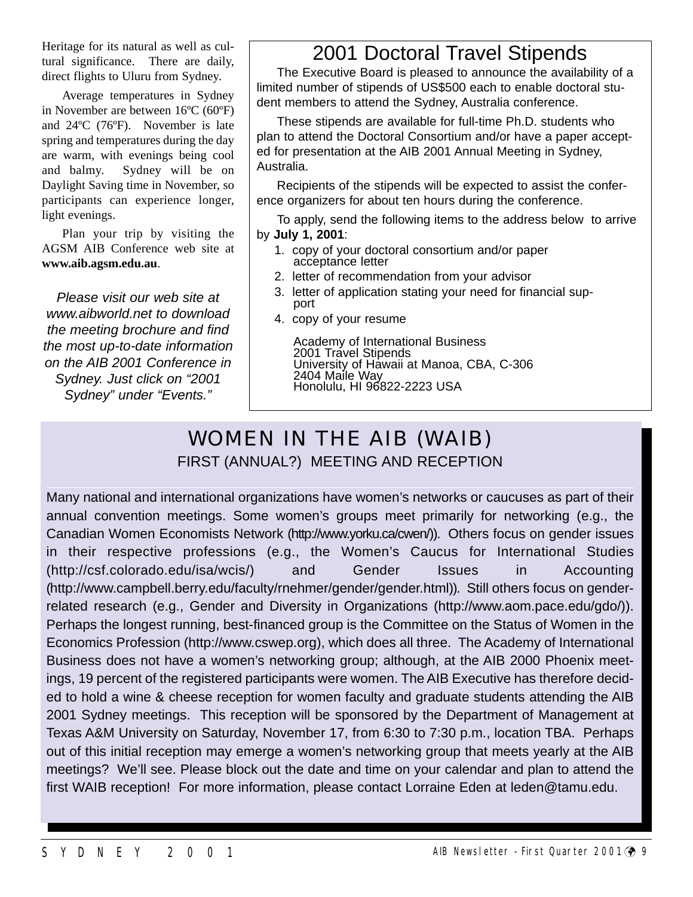Heritage for its natural as well as cultural significance. There are daily, direct flights to Uluru from Sydney.

Average temperatures in Sydney in November are between 16ºC (60ºF) and 24ºC (76ºF). November is late spring and temperatures during the day are warm, with evenings being cool and balmy. Sydney will be on Daylight Saving time in November, so participants can experience longer, light evenings.

Plan your trip by visiting the AGSM AIB Conference web site at **www.aib.agsm.edu.au**.

*Please visit our web site at www.aibworld.net to download the meeting brochure and find the most up-to-date information on the AIB 2001 Conference in Sydney. Just click on "2001 Sydney" under "Events."*

## 2001 Doctoral Travel Stipends

The Executive Board is pleased to announce the availability of a limited number of stipends of US$500 each to enable doctoral student members to attend the Sydney, Australia conference.

These stipends are available for full-time Ph.D. students who plan to attend the Doctoral Consortium and/or have a paper accepted for presentation at the AIB 2001 Annual Meeting in Sydney, Australia.

Recipients of the stipends will be expected to assist the conference organizers for about ten hours during the conference.

To apply, send the following items to the address below to arrive by **July 1, 2001**:

1. copy of your doctoral consortium and/or paper acceptance letter
2. letter of recommendation from your advisor
3. letter of application stating your need for financial support
4. copy of your resume

Academy of International Business
2001 Travel Stipends
University of Hawaii at Manoa, CBA, C-306
2404 Maile Way
Honolulu, HI 96822-2223 USA

## WOMEN IN THE AIB (WAIB)

### FIRST (ANNUAL?) MEETING AND RECEPTION

Many national and international organizations have women's networks or caucuses as part of their annual convention meetings. Some women's groups meet primarily for networking (e.g., the Canadian Women Economists Network (http://www.yorku.ca/cwen/)). Others focus on gender issues in their respective professions (e.g., the Women's Caucus for International Studies (http://csf.colorado.edu/isa/wcis/) and Gender Issues in Accounting (http://www.campbell.berry.edu/faculty/rnehmer/gender/gender.html)). Still others focus on gender-related research (e.g., Gender and Diversity in Organizations (http://www.aom.pace.edu/gdo/)). Perhaps the longest running, best-financed group is the Committee on the Status of Women in the Economics Profession (http://www.cswep.org), which does all three. The Academy of International Business does not have a women's networking group; although, at the AIB 2000 Phoenix meetings, 19 percent of the registered participants were women. The AIB Executive has therefore decided to hold a wine & cheese reception for women faculty and graduate students attending the AIB 2001 Sydney meetings. This reception will be sponsored by the Department of Management at Texas A&M University on Saturday, November 17, from 6:30 to 7:30 p.m., location TBA. Perhaps out of this initial reception may emerge a women's networking group that meets yearly at the AIB meetings? We'll see. Please block out the date and time on your calendar and plan to attend the first WAIB reception! For more information, please contact Lorraine Eden at leden@tamu.edu.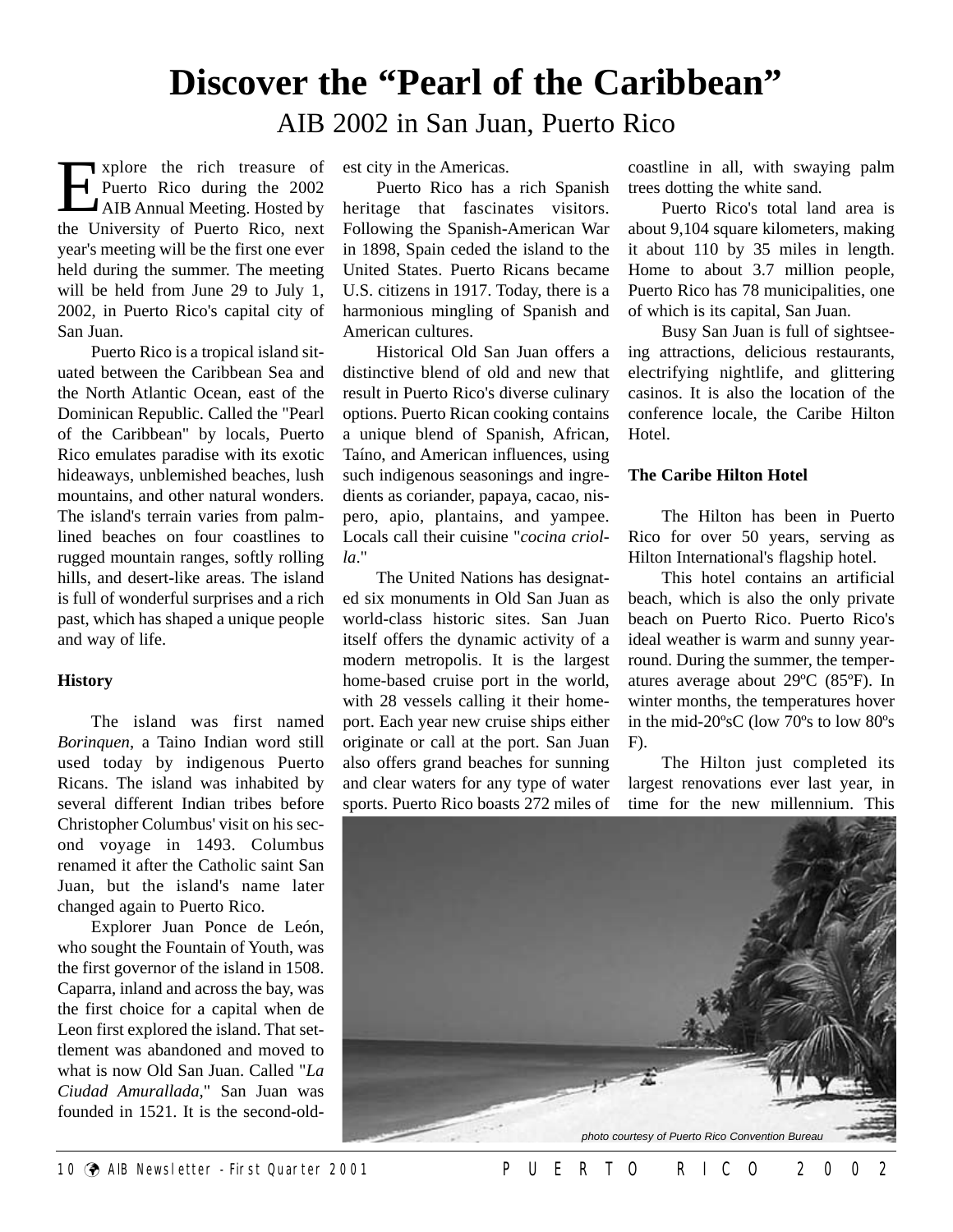# Discover the "Pearl of the Caribbean"

## AIB 2002 in San Juan, Puerto Rico

Explore the rich treasure of Puerto Rico during the 2002 AIB Annual Meeting. Hosted by the University of Puerto Rico, next year's meeting will be the first one ever held during the summer. The meeting will be held from June 29 to July 1, 2002, in Puerto Rico's capital city of San Juan.

Puerto Rico is a tropical island situated between the Caribbean Sea and the North Atlantic Ocean, east of the Dominican Republic. Called the "Pearl of the Caribbean" by locals, Puerto Rico emulates paradise with its exotic hideaways, unblemished beaches, lush mountains, and other natural wonders. The island's terrain varies from palm-lined beaches on four coastlines to rugged mountain ranges, softly rolling hills, and desert-like areas. The island is full of wonderful surprises and a rich past, which has shaped a unique people and way of life.

**History**

The island was first named *Borinquen*, a Taino Indian word still used today by indigenous Puerto Ricans. The island was inhabited by several different Indian tribes before Christopher Columbus' visit on his second voyage in 1493. Columbus renamed it after the Catholic saint San Juan, but the island's name later changed again to Puerto Rico.

Explorer Juan Ponce de León, who sought the Fountain of Youth, was the first governor of the island in 1508. Caparra, inland and across the bay, was the first choice for a capital when de Leon first explored the island. That settlement was abandoned and moved to what is now Old San Juan. Called "*La Ciudad Amurallada*," San Juan was founded in 1521. It is the second-oldest city in the Americas.

Puerto Rico has a rich Spanish heritage that fascinates visitors. Following the Spanish-American War in 1898, Spain ceded the island to the United States. Puerto Ricans became U.S. citizens in 1917. Today, there is a harmonious mingling of Spanish and American cultures.

Historical Old San Juan offers a distinctive blend of old and new that result in Puerto Rico's diverse culinary options. Puerto Rican cooking contains a unique blend of Spanish, African, Taíno, and American influences, using such indigenous seasonings and ingredients as coriander, papaya, cacao, nispero, apio, plantains, and yampee. Locals call their cuisine "*cocina criolla*."

The United Nations has designated six monuments in Old San Juan as world-class historic sites. San Juan itself offers the dynamic activity of a modern metropolis. It is the largest home-based cruise port in the world, with 28 vessels calling it their homeport. Each year new cruise ships either originate or call at the port. San Juan also offers grand beaches for sunning and clear waters for any type of water sports. Puerto Rico boasts 272 miles of coastline in all, with swaying palm trees dotting the white sand.

Puerto Rico's total land area is about 9,104 square kilometers, making it about 110 by 35 miles in length. Home to about 3.7 million people, Puerto Rico has 78 municipalities, one of which is its capital, San Juan.

Busy San Juan is full of sightseeing attractions, delicious restaurants, electrifying nightlife, and glittering casinos. It is also the location of the conference locale, the Caribe Hilton Hotel.

**The Caribe Hilton Hotel**

The Hilton has been in Puerto Rico for over 50 years, serving as Hilton International's flagship hotel.

This hotel contains an artificial beach, which is also the only private beach on Puerto Rico. Puerto Rico's ideal weather is warm and sunny year-round. During the summer, the temperatures average about 29ºC (85ºF). In winter months, the temperatures hover in the mid-20ºsC (low 70ºs to low 80ºs F).

The Hilton just completed its largest renovations ever last year, in time for the new millennium. This

*photo courtesy of Puerto Rico Convention Bureau*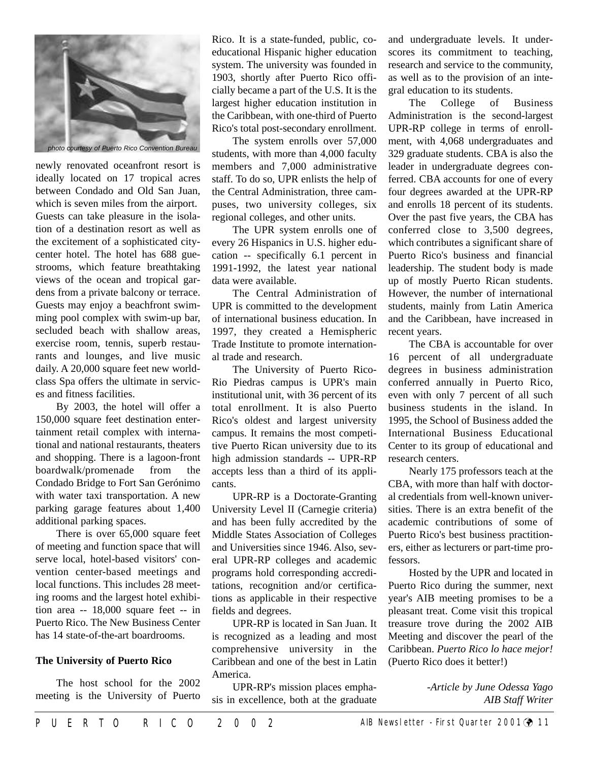photo courtesy of Puerto Rico Convention Bureau

newly renovated oceanfront resort is ideally located on 17 tropical acres between Condado and Old San Juan, which is seven miles from the airport. Guests can take pleasure in the isolation of a destination resort as well as the excitement of a sophisticated city-center hotel. The hotel has 688 guestrooms, which feature breathtaking views of the ocean and tropical gardens from a private balcony or terrace. Guests may enjoy a beachfront swimming pool complex with swim-up bar, secluded beach with shallow areas, exercise room, tennis, superb restaurants and lounges, and live music daily. A 20,000 square feet new world-class Spa offers the ultimate in services and fitness facilities.

By 2003, the hotel will offer a 150,000 square feet destination entertainment retail complex with international and national restaurants, theaters and shopping. There is a lagoon-front boardwalk/promenade from the Condado Bridge to Fort San Gerónimo with water taxi transportation. A new parking garage features about 1,400 additional parking spaces.

There is over 65,000 square feet of meeting and function space that will serve local, hotel-based visitors' convention center-based meetings and local functions. This includes 28 meeting rooms and the largest hotel exhibition area -- 18,000 square feet -- in Puerto Rico. The New Business Center has 14 state-of-the-art boardrooms.

**The University of Puerto Rico**

The host school for the 2002 meeting is the University of Puerto Rico. It is a state-funded, public, co-educational Hispanic higher education system. The university was founded in 1903, shortly after Puerto Rico officially became a part of the U.S. It is the largest higher education institution in the Caribbean, with one-third of Puerto Rico's total post-secondary enrollment.

The system enrolls over 57,000 students, with more than 4,000 faculty members and 7,000 administrative staff. To do so, UPR enlists the help of the Central Administration, three campuses, two university colleges, six regional colleges, and other units.

The UPR system enrolls one of every 26 Hispanics in U.S. higher education -- specifically 6.1 percent in 1991-1992, the latest year national data were available.

The Central Administration of UPR is committed to the development of international business education. In 1997, they created a Hemispheric Trade Institute to promote international trade and research.

The University of Puerto Rico-Rio Piedras campus is UPR's main institutional unit, with 36 percent of its total enrollment. It is also Puerto Rico's oldest and largest university campus. It remains the most competitive Puerto Rican university due to its high admission standards -- UPR-RP accepts less than a third of its applicants.

UPR-RP is a Doctorate-Granting University Level II (Carnegie criteria) and has been fully accredited by the Middle States Association of Colleges and Universities since 1946. Also, several UPR-RP colleges and academic programs hold corresponding accreditations, recognition and/or certifications as applicable in their respective fields and degrees.

UPR-RP is located in San Juan. It is recognized as a leading and most comprehensive university in the Caribbean and one of the best in Latin America.

UPR-RP's mission places emphasis in excellence, both at the graduate and undergraduate levels. It underscores its commitment to teaching, research and service to the community, as well as to the provision of an integral education to its students.

The College of Business Administration is the second-largest UPR-RP college in terms of enrollment, with 4,068 undergraduates and 329 graduate students. CBA is also the leader in undergraduate degrees conferred. CBA accounts for one of every four degrees awarded at the UPR-RP and enrolls 18 percent of its students. Over the past five years, the CBA has conferred close to 3,500 degrees, which contributes a significant share of Puerto Rico's business and financial leadership. The student body is made up of mostly Puerto Rican students. However, the number of international students, mainly from Latin America and the Caribbean, have increased in recent years.

The CBA is accountable for over 16 percent of all undergraduate degrees in business administration conferred annually in Puerto Rico, even with only 7 percent of all such business students in the island. In 1995, the School of Business added the International Business Educational Center to its group of educational and research centers.

Nearly 175 professors teach at the CBA, with more than half with doctoral credentials from well-known universities. There is an extra benefit of the academic contributions of some of Puerto Rico's best business practitioners, either as lecturers or part-time professors.

Hosted by the UPR and located in Puerto Rico during the summer, next year's AIB meeting promises to be a pleasant treat. Come visit this tropical treasure trove during the 2002 AIB Meeting and discover the pearl of the Caribbean. *Puerto Rico lo hace mejor!* (Puerto Rico does it better!)

*-Article by June Odessa Yago*
*AIB Staff Writer*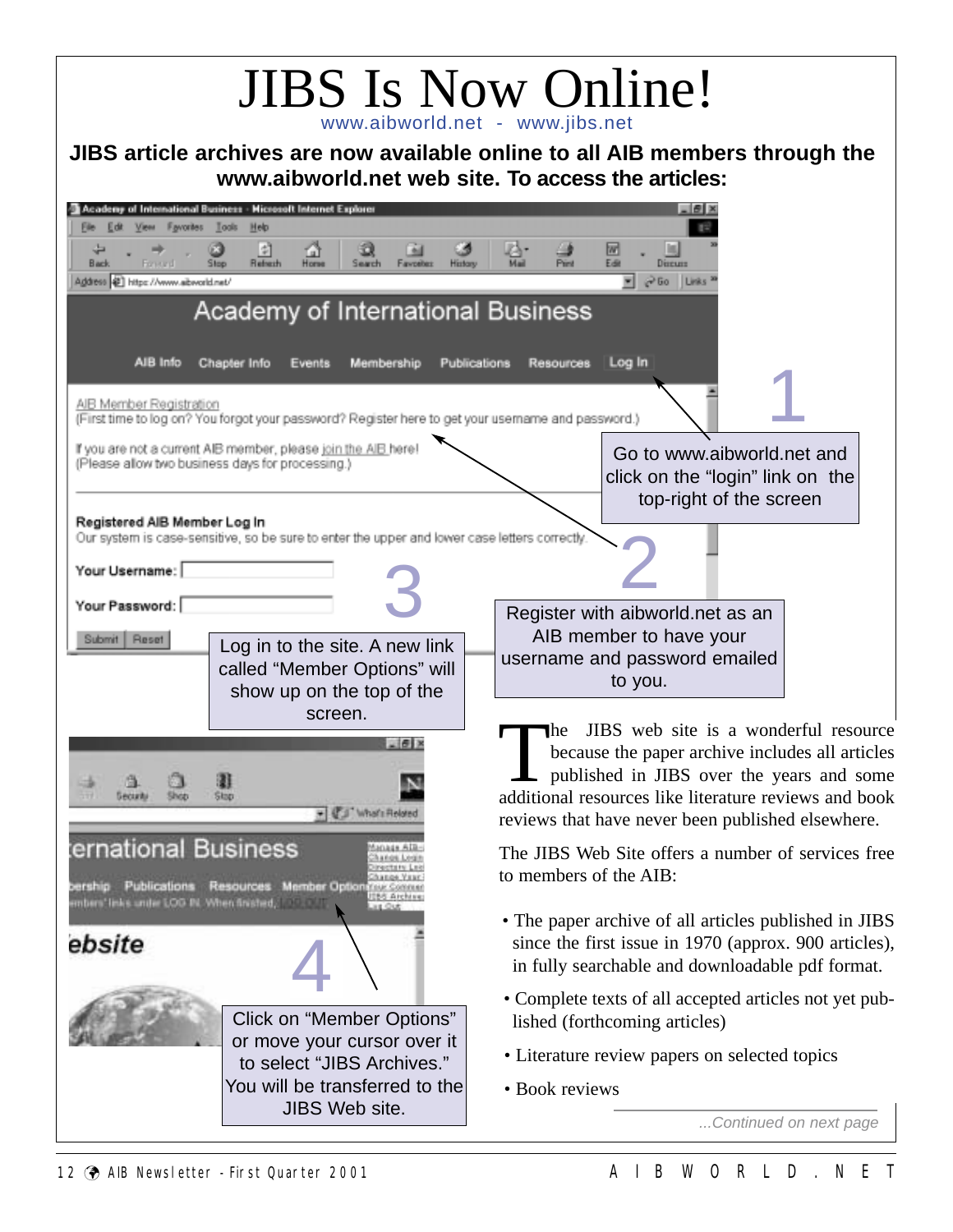# JIBS Is Now Online!

www.aibworld.net - www.jibs.net

**JIBS article archives are now available online to all AIB members through the www.aibworld.net web site. To access the articles:**

1. Go to www.aibworld.net and click on the "login" link on the top-right of the screen

2. Register with aibworld.net as an AIB member to have your username and password emailed to you.

3. Log in to the site. A new link called "Member Options" will show up on the top of the screen.

4. Click on "Member Options" or move your cursor over it to select "JIBS Archives." You will be transferred to the JIBS Web site.

The JIBS web site is a wonderful resource because the paper archive includes all articles published in JIBS over the years and some additional resources like literature reviews and book reviews that have never been published elsewhere.

The JIBS Web Site offers a number of services free to members of the AIB:

- The paper archive of all articles published in JIBS since the first issue in 1970 (approx. 900 articles), in fully searchable and downloadable pdf format.
- Complete texts of all accepted articles not yet published (forthcoming articles)
- Literature review papers on selected topics
- Book reviews

*...Continued on next page*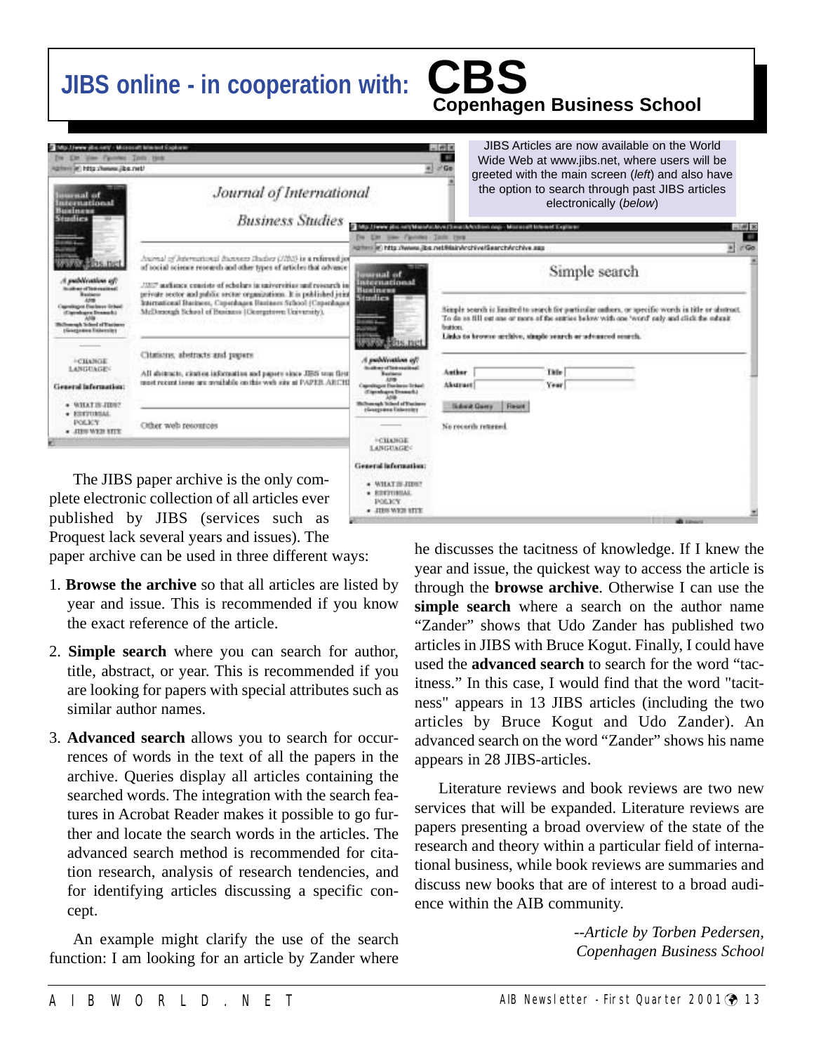# JIBS online - in cooperation with: CBS Copenhagen Business School

JIBS Articles are now available on the World Wide Web at www.jibs.net, where users will be greeted with the main screen (*left*) and also have the option to search through past JIBS articles electronically (*below*)

The JIBS paper archive is the only complete electronic collection of all articles ever published by JIBS (services such as Proquest lack several years and issues). The paper archive can be used in three different ways:

1. **Browse the archive** so that all articles are listed by year and issue. This is recommended if you know the exact reference of the article.
2. **Simple search** where you can search for author, title, abstract, or year. This is recommended if you are looking for papers with special attributes such as similar author names.
3. **Advanced search** allows you to search for occurrences of words in the text of all the papers in the archive. Queries display all articles containing the searched words. The integration with the search features in Acrobat Reader makes it possible to go further and locate the search words in the articles. The advanced search method is recommended for citation research, analysis of research tendencies, and for identifying articles discussing a specific concept.

An example might clarify the use of the search function: I am looking for an article by Zander where he discusses the tacitness of knowledge. If I knew the year and issue, the quickest way to access the article is through the **browse archive**. Otherwise I can use the **simple search** where a search on the author name "Zander" shows that Udo Zander has published two articles in JIBS with Bruce Kogut. Finally, I could have used the **advanced search** to search for the word "tacitness." In this case, I would find that the word "tacitness" appears in 13 JIBS articles (including the two articles by Bruce Kogut and Udo Zander). An advanced search on the word "Zander" shows his name appears in 28 JIBS-articles.

Literature reviews and book reviews are two new services that will be expanded. Literature reviews are papers presenting a broad overview of the state of the research and theory within a particular field of international business, while book reviews are summaries and discuss new books that are of interest to a broad audience within the AIB community.

*--Article by Torben Pedersen, Copenhagen Business School*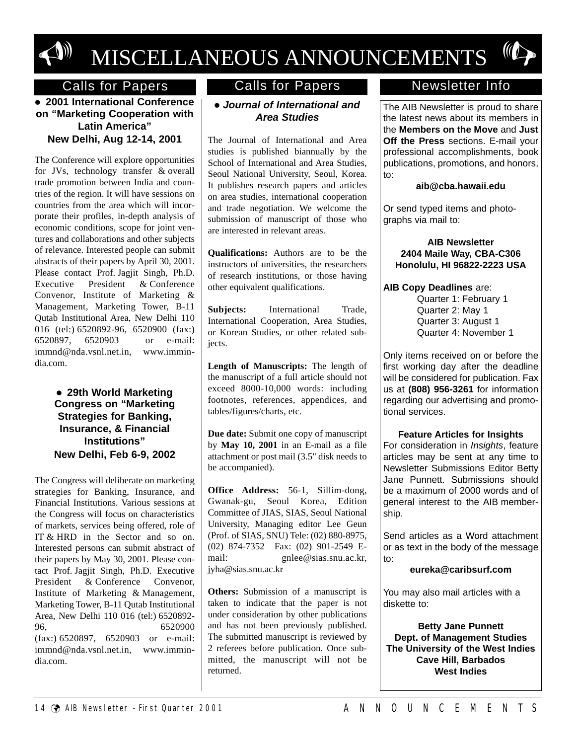# MISCELLANEOUS ANNOUNCEMENTS

## Calls for Papers

### ● 2001 International Conference on "Marketing Cooperation with Latin America"
### New Delhi, Aug 12-14, 2001

The Conference will explore opportunities for JVs, technology transfer & overall trade promotion between India and countries of the region. It will have sessions on countries from the area which will incorporate their profiles, in-depth analysis of economic conditions, scope for joint ventures and collaborations and other subjects of relevance. Interested people can submit abstracts of their papers by April 30, 2001. Please contact Prof. Jagjit Singh, Ph.D. Executive President & Conference Convenor, Institute of Marketing & Management, Marketing Tower, B-11 Qutab Institutional Area, New Delhi 110 016 (tel:) 6520892-96, 6520900 (fax:) 6520897, 6520903 or e-mail: immnd@nda.vsnl.net.in, www.immindia.com.

### ● 29th World Marketing Congress on "Marketing Strategies for Banking, Insurance, & Financial Institutions"
### New Delhi, Feb 6-9, 2002

The Congress will deliberate on marketing strategies for Banking, Insurance, and Financial Institutions. Various sessions at the Congress will focus on characteristics of markets, services being offered, role of IT & HRD in the Sector and so on. Interested persons can submit abstract of their papers by May 30, 2001. Please contact Prof. Jagjit Singh, Ph.D. Executive President & Conference Convenor, Institute of Marketing & Management, Marketing Tower, B-11 Qutab Institutional Area, New Delhi 110 016 (tel:) 6520892-96, 6520900 (fax:) 6520897, 6520903 or e-mail: immnd@nda.vsnl.net.in, www.immindia.com.

## Calls for Papers

### ● *Journal of International and Area Studies*

The Journal of International and Area studies is published biannually by the School of International and Area Studies, Seoul National University, Seoul, Korea. It publishes research papers and articles on area studies, international cooperation and trade negotiation. We welcome the submission of manuscript of those who are interested in relevant areas.

**Qualifications:** Authors are to be the instructors of universities, the researchers of research institutions, or those having other equivalent qualifications.

**Subjects:** International Trade, International Cooperation, Area Studies, or Korean Studies, or other related subjects.

**Length of Manuscripts:** The length of the manuscript of a full article should not exceed 8000-10,000 words: including footnotes, references, appendices, and tables/figures/charts, etc.

**Due date:** Submit one copy of manuscript by **May 10, 2001** in an E-mail as a file attachment or post mail (3.5" disk needs to be accompanied).

**Office Address:** 56-1, Sillim-dong, Gwanak-gu, Seoul Korea, Edition Committee of JIAS, SIAS, Seoul National University, Managing editor Lee Geun (Prof. of SIAS, SNU) Tele: (02) 880-8975, (02) 874-7352 Fax: (02) 901-2549 E-mail: gnlee@sias.snu.ac.kr, jyha@sias.snu.ac.kr

**Others:** Submission of a manuscript is taken to indicate that the paper is not under consideration by other publications and has not been previously published. The submitted manuscript is reviewed by 2 referees before publication. Once submitted, the manuscript will not be returned.

## Newsletter Info

The AIB Newsletter is proud to share the latest news about its members in the **Members on the Move** and **Just Off the Press** sections. E-mail your professional accomplishments, book publications, promotions, and honors, to:

**aib@cba.hawaii.edu**

Or send typed items and photographs via mail to:

**AIB Newsletter**
**2404 Maile Way, CBA-C306**
**Honolulu, HI 96822-2223 USA**

**AIB Copy Deadlines** are:

Quarter 1: February 1
Quarter 2: May 1
Quarter 3: August 1
Quarter 4: November 1

Only items received on or before the first working day after the deadline will be considered for publication. Fax us at **(808) 956-3261** for information regarding our advertising and promotional services.

**Feature Articles for Insights**

For consideration in *Insights*, feature articles may be sent at any time to Newsletter Submissions Editor Betty Jane Punnett. Submissions should be a maximum of 2000 words and of general interest to the AIB membership.

Send articles as a Word attachment or as text in the body of the message to:

**eureka@caribsurf.com**

You may also mail articles with a diskette to:

**Betty Jane Punnett**
**Dept. of Management Studies**
**The University of the West Indies**
**Cave Hill, Barbados**
**West Indies**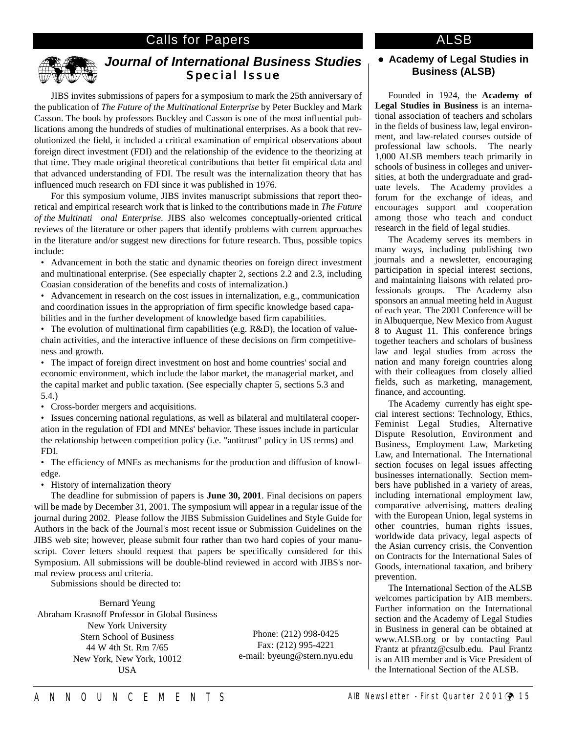## Calls for Papers

### *Journal of International Business Studies*
### Special Issue

JIBS invites submissions of papers for a symposium to mark the 25th anniversary of the publication of *The Future of the Multinational Enterprise* by Peter Buckley and Mark Casson. The book by professors Buckley and Casson is one of the most influential publications among the hundreds of studies of multinational enterprises. As a book that revolutionized the field, it included a critical examination of empirical observations about foreign direct investment (FDI) and the relationship of the evidence to the theorizing at that time. They made original theoretical contributions that better fit empirical data and that advanced understanding of FDI. The result was the internalization theory that has influenced much research on FDI since it was published in 1976.

For this symposium volume, JIBS invites manuscript submissions that report theoretical and empirical research work that is linked to the contributions made in *The Future of the Multinati onal Enterprise*. JIBS also welcomes conceptually-oriented critical reviews of the literature or other papers that identify problems with current approaches in the literature and/or suggest new directions for future research. Thus, possible topics include:

- Advancement in both the static and dynamic theories on foreign direct investment and multinational enterprise. (See especially chapter 2, sections 2.2 and 2.3, including Coasian consideration of the benefits and costs of internalization.)
- Advancement in research on the cost issues in internalization, e.g., communication and coordination issues in the appropriation of firm specific knowledge based capabilities and in the further development of knowledge based firm capabilities.
- The evolution of multinational firm capabilities (e.g. R&D), the location of value-chain activities, and the interactive influence of these decisions on firm competitiveness and growth.
- The impact of foreign direct investment on host and home countries' social and economic environment, which include the labor market, the managerial market, and the capital market and public taxation. (See especially chapter 5, sections 5.3 and 5.4.)
- Cross-border mergers and acquisitions.
- Issues concerning national regulations, as well as bilateral and multilateral cooperation in the regulation of FDI and MNEs' behavior. These issues include in particular the relationship between competition policy (i.e. "antitrust" policy in US terms) and FDI.
- The efficiency of MNEs as mechanisms for the production and diffusion of knowledge.
- History of internalization theory

The deadline for submission of papers is **June 30, 2001**. Final decisions on papers will be made by December 31, 2001. The symposium will appear in a regular issue of the journal during 2002. Please follow the JIBS Submission Guidelines and Style Guide for Authors in the back of the Journal's most recent issue or Submission Guidelines on the JIBS web site; however, please submit four rather than two hard copies of your manuscript. Cover letters should request that papers be specifically considered for this Symposium. All submissions will be double-blind reviewed in accord with JIBS's normal review process and criteria.

Submissions should be directed to:

Bernard Yeung
Abraham Krasnoff Professor in Global Business
New York University
Stern School of Business
44 W 4th St. Rm 7/65
New York, New York, 10012
USA

Phone: (212) 998-0425
Fax: (212) 995-4221
e-mail: byeung@stern.nyu.edu

## ALSB

### Academy of Legal Studies in Business (ALSB)

Founded in 1924, the **Academy of Legal Studies in Business** is an international association of teachers and scholars in the fields of business law, legal environment, and law-related courses outside of professional law schools. The nearly 1,000 ALSB members teach primarily in schools of business in colleges and universities, at both the undergraduate and graduate levels. The Academy provides a forum for the exchange of ideas, and encourages support and cooperation among those who teach and conduct research in the field of legal studies.

The Academy serves its members in many ways, including publishing two journals and a newsletter, encouraging participation in special interest sections, and maintaining liaisons with related professionals groups. The Academy also sponsors an annual meeting held in August of each year. The 2001 Conference will be in Albuquerque, New Mexico from August 8 to August 11. This conference brings together teachers and scholars of business law and legal studies from across the nation and many foreign countries along with their colleagues from closely allied fields, such as marketing, management, finance, and accounting.

The Academy currently has eight special interest sections: Technology, Ethics, Feminist Legal Studies, Alternative Dispute Resolution, Environment and Business, Employment Law, Marketing Law, and International. The International section focuses on legal issues affecting businesses internationally. Section members have published in a variety of areas, including international employment law, comparative advertising, matters dealing with the European Union, legal systems in other countries, human rights issues, worldwide data privacy, legal aspects of the Asian currency crisis, the Convention on Contracts for the International Sales of Goods, international taxation, and bribery prevention.

The International Section of the ALSB welcomes participation by AIB members. Further information on the International section and the Academy of Legal Studies in Business in general can be obtained at www.ALSB.org or by contacting Paul Frantz at pfrantz@csulb.edu. Paul Frantz is an AIB member and is Vice President of the International Section of the ALSB.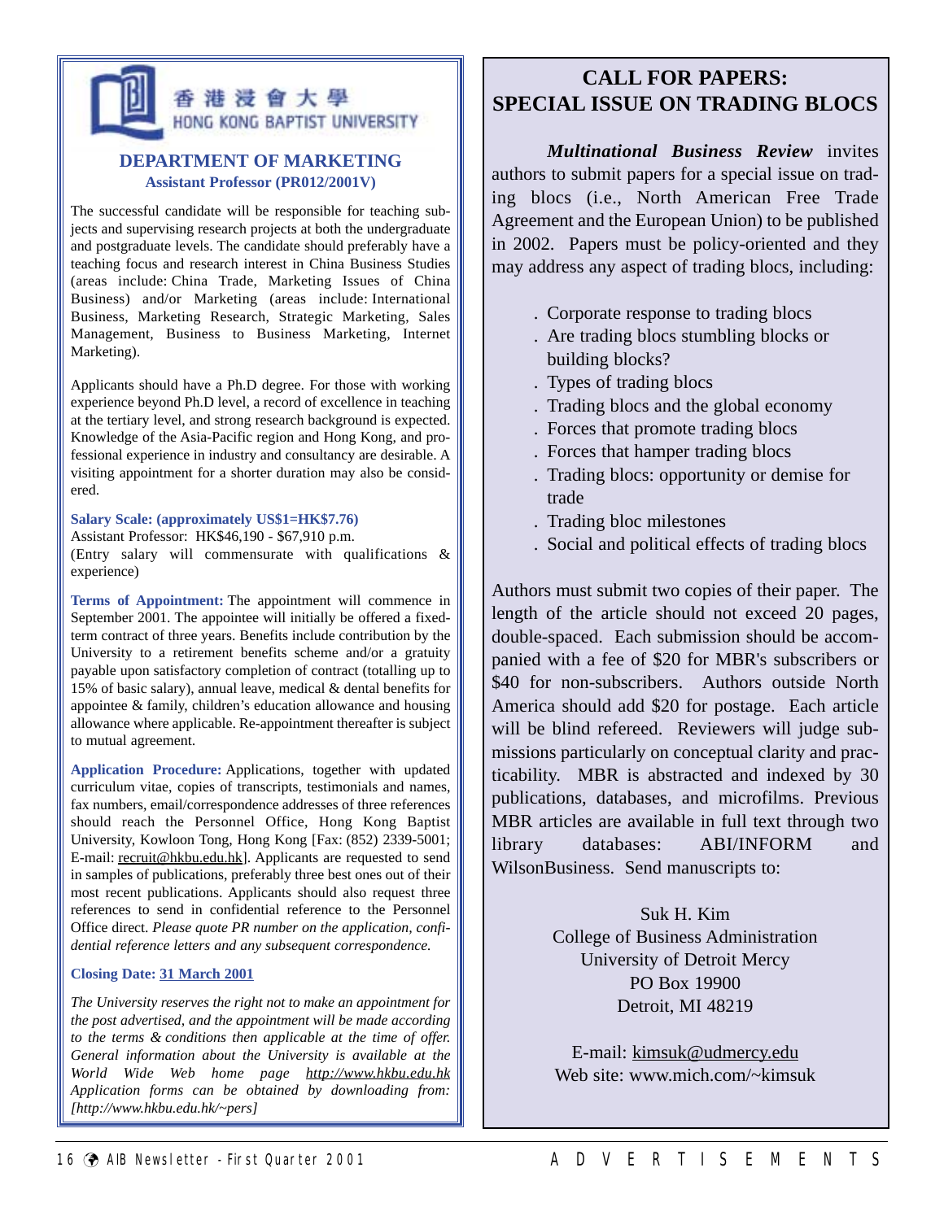香港浸會大學
HONG KONG BAPTIST UNIVERSITY

## DEPARTMENT OF MARKETING

### Assistant Professor (PR012/2001V)

The successful candidate will be responsible for teaching subjects and supervising research projects at both the undergraduate and postgraduate levels. The candidate should preferably have a teaching focus and research interest in China Business Studies (areas include: China Trade, Marketing Issues of China Business) and/or Marketing (areas include: International Business, Marketing Research, Strategic Marketing, Sales Management, Business to Business Marketing, Internet Marketing).

Applicants should have a Ph.D degree. For those with working experience beyond Ph.D level, a record of excellence in teaching at the tertiary level, and strong research background is expected. Knowledge of the Asia-Pacific region and Hong Kong, and professional experience in industry and consultancy are desirable. A visiting appointment for a shorter duration may also be considered.

**Salary Scale: (approximately US$1=HK$7.76)**
Assistant Professor: HK$46,190 - $67,910 p.m.
(Entry salary will commensurate with qualifications & experience)

**Terms of Appointment:** The appointment will commence in September 2001. The appointee will initially be offered a fixed-term contract of three years. Benefits include contribution by the University to a retirement benefits scheme and/or a gratuity payable upon satisfactory completion of contract (totalling up to 15% of basic salary), annual leave, medical & dental benefits for appointee & family, children's education allowance and housing allowance where applicable. Re-appointment thereafter is subject to mutual agreement.

**Application Procedure:** Applications, together with updated curriculum vitae, copies of transcripts, testimonials and names, fax numbers, email/correspondence addresses of three references should reach the Personnel Office, Hong Kong Baptist University, Kowloon Tong, Hong Kong [Fax: (852) 2339-5001; E-mail: recruit@hkbu.edu.hk]. Applicants are requested to send in samples of publications, preferably three best ones out of their most recent publications. Applicants should also request three references to send in confidential reference to the Personnel Office direct. *Please quote PR number on the application, confidential reference letters and any subsequent correspondence.*

**Closing Date: 31 March 2001**

*The University reserves the right not to make an appointment for the post advertised, and the appointment will be made according to the terms & conditions then applicable at the time of offer. General information about the University is available at the World Wide Web home page http://www.hkbu.edu.hk Application forms can be obtained by downloading from: [http://www.hkbu.edu.hk/~pers]*

## CALL FOR PAPERS: SPECIAL ISSUE ON TRADING BLOCS

***Multinational Business Review*** invites authors to submit papers for a special issue on trading blocs (i.e., North American Free Trade Agreement and the European Union) to be published in 2002. Papers must be policy-oriented and they may address any aspect of trading blocs, including:

- Corporate response to trading blocs
- Are trading blocs stumbling blocks or building blocks?
- Types of trading blocs
- Trading blocs and the global economy
- Forces that promote trading blocs
- Forces that hamper trading blocs
- Trading blocs: opportunity or demise for trade
- Trading bloc milestones
- Social and political effects of trading blocs

Authors must submit two copies of their paper. The length of the article should not exceed 20 pages, double-spaced. Each submission should be accompanied with a fee of $20 for MBR's subscribers or $40 for non-subscribers. Authors outside North America should add $20 for postage. Each article will be blind refereed. Reviewers will judge submissions particularly on conceptual clarity and practicability. MBR is abstracted and indexed by 30 publications, databases, and microfilms. Previous MBR articles are available in full text through two library databases: ABI/INFORM and WilsonBusiness. Send manuscripts to:

Suk H. Kim
College of Business Administration
University of Detroit Mercy
PO Box 19900
Detroit, MI 48219

E-mail: kimsuk@udmercy.edu
Web site: www.mich.com/~kimsuk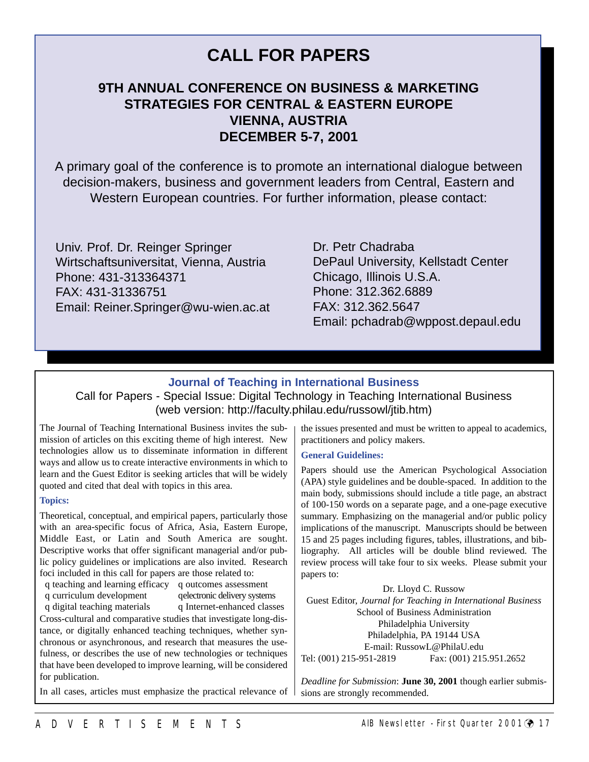# CALL FOR PAPERS

## 9TH ANNUAL CONFERENCE ON BUSINESS & MARKETING STRATEGIES FOR CENTRAL & EASTERN EUROPE VIENNA, AUSTRIA DECEMBER 5-7, 2001

A primary goal of the conference is to promote an international dialogue between decision-makers, business and government leaders from Central, Eastern and Western European countries. For further information, please contact:

Univ. Prof. Dr. Reinger Springer
Wirtschaftsuniversitat, Vienna, Austria
Phone: 431-313364371
FAX: 431-31336751
Email: Reiner.Springer@wu-wien.ac.at

Dr. Petr Chadraba
DePaul University, Kellstadt Center
Chicago, Illinois U.S.A.
Phone: 312.362.6889
FAX: 312.362.5647
Email: pchadrab@wppost.depaul.edu

## Journal of Teaching in International Business

Call for Papers - Special Issue: Digital Technology in Teaching International Business
(web version: http://faculty.philau.edu/russowl/jtib.htm)

The Journal of Teaching International Business invites the submission of articles on this exciting theme of high interest. New technologies allow us to disseminate information in different ways and allow us to create interactive environments in which to learn and the Guest Editor is seeking articles that will be widely quoted and cited that deal with topics in this area.

**Topics:**

Theoretical, conceptual, and empirical papers, particularly those with an area-specific focus of Africa, Asia, Eastern Europe, Middle East, or Latin and South America are sought. Descriptive works that offer significant managerial and/or public policy guidelines or implications are also invited. Research foci included in this call for papers are those related to:

- teaching and learning efficacy
- curriculum development
- digital teaching materials
- outcomes assessment
- electronic delivery systems
- Internet-enhanced classes

Cross-cultural and comparative studies that investigate long-distance, or digitally enhanced teaching techniques, whether synchronous or asynchronous, and research that measures the usefulness, or describes the use of new technologies or techniques that have been developed to improve learning, will be considered for publication.

In all cases, articles must emphasize the practical relevance of the issues presented and must be written to appeal to academics, practitioners and policy makers.

**General Guidelines:**

Papers should use the American Psychological Association (APA) style guidelines and be double-spaced. In addition to the main body, submissions should include a title page, an abstract of 100-150 words on a separate page, and a one-page executive summary. Emphasizing on the managerial and/or public policy implications of the manuscript. Manuscripts should be between 15 and 25 pages including figures, tables, illustrations, and bibliography. All articles will be double blind reviewed. The review process will take four to six weeks. Please submit your papers to:

Dr. Lloyd C. Russow
Guest Editor, *Journal for Teaching in International Business*
School of Business Administration
Philadelphia University
Philadelphia, PA 19144 USA
E-mail: RussowL@PhilaU.edu
Tel: (001) 215-951-2819 Fax: (001) 215.951.2652

*Deadline for Submission*: **June 30, 2001** though earlier submissions are strongly recommended.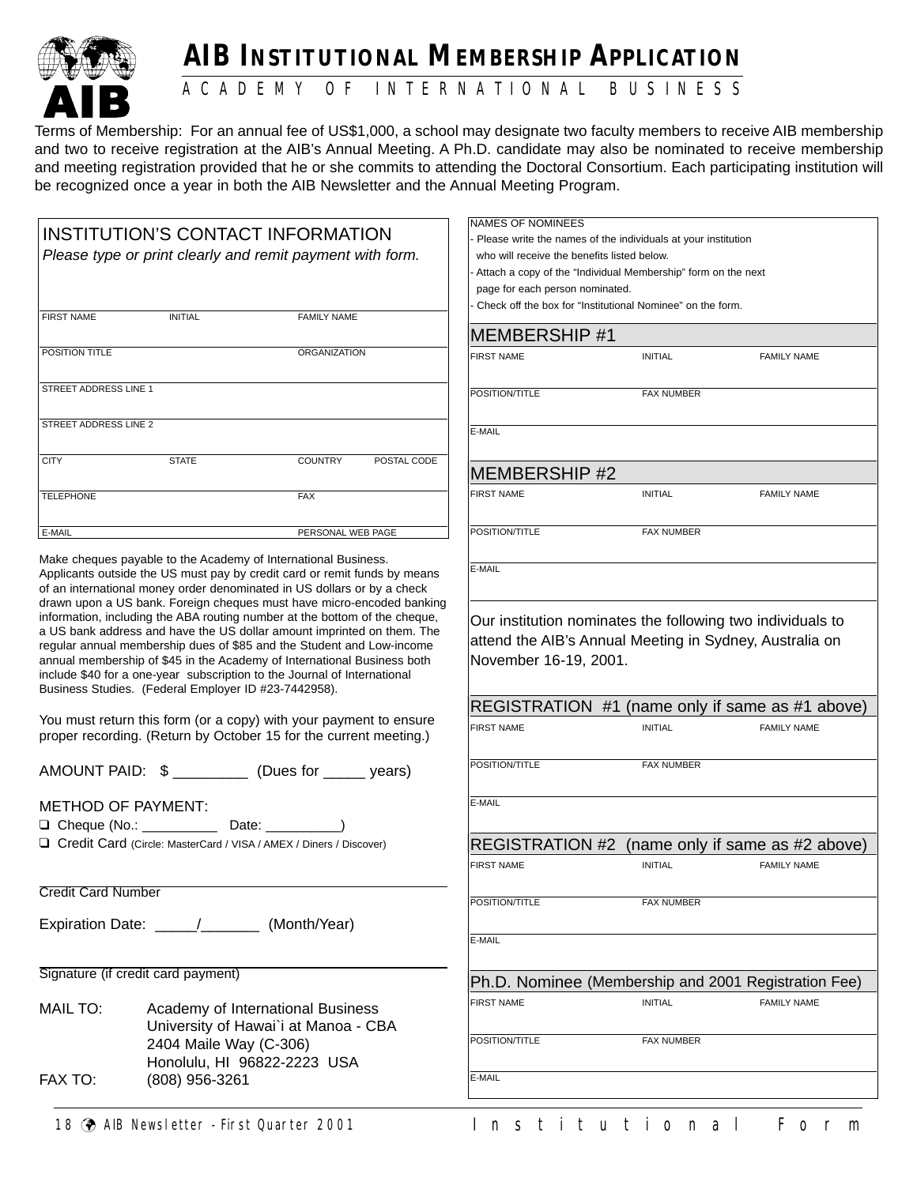# AIB INSTITUTIONAL MEMBERSHIP APPLICATION

ACADEMY OF INTERNATIONAL BUSINESS

Terms of Membership: For an annual fee of US$1,000, a school may designate two faculty members to receive AIB membership and two to receive registration at the AIB's Annual Meeting. A Ph.D. candidate may also be nominated to receive membership and meeting registration provided that he or she commits to attending the Doctoral Consortium. Each participating institution will be recognized once a year in both the AIB Newsletter and the Annual Meeting Program.

## INSTITUTION'S CONTACT INFORMATION

*Please type or print clearly and remit payment with form.*

FIRST NAME | INITIAL | FAMILY NAME

POSITION TITLE | ORGANIZATION

STREET ADDRESS LINE 1

STREET ADDRESS LINE 2

CITY | STATE | COUNTRY | POSTAL CODE

TELEPHONE | FAX

E-MAIL | PERSONAL WEB PAGE

Make cheques payable to the Academy of International Business. Applicants outside the US must pay by credit card or remit funds by means of an international money order denominated in US dollars or by a check drawn upon a US bank. Foreign cheques must have micro-encoded banking information, including the ABA routing number at the bottom of the cheque, a US bank address and have the US dollar amount imprinted on them. The regular annual membership dues of $85 and the Student and Low-income annual membership of $45 in the Academy of International Business both include $40 for a one-year subscription to the Journal of International Business Studies. (Federal Employer ID #23-7442958).

You must return this form (or a copy) with your payment to ensure proper recording. (Return by October 15 for the current meeting.)

AMOUNT PAID: $ _________ (Dues for _____ years)

METHOD OF PAYMENT:

- ❑ Cheque (No.: __________ Date: __________)
- ❑ Credit Card (Circle: MasterCard / VISA / AMEX / Diners / Discover)

_____________________________________________

Credit Card Number

Expiration Date: _____/_______ (Month/Year)

_____________________________________________

Signature (if credit card payment)

MAIL TO: Academy of International Business
University of Hawai`i at Manoa - CBA
2404 Maile Way (C-306)
Honolulu, HI 96822-2223 USA

FAX TO: (808) 956-3261

## NAMES OF NOMINEES

- Please write the names of the individuals at your institution who will receive the benefits listed below.
- Attach a copy of the "Individual Membership" form on the next page for each person nominated.
- Check off the box for "Institutional Nominee" on the form.

### MEMBERSHIP #1

FIRST NAME | INITIAL | FAMILY NAME

POSITION/TITLE | FAX NUMBER

E-MAIL

### MEMBERSHIP #2

FIRST NAME | INITIAL | FAMILY NAME

POSITION/TITLE | FAX NUMBER

E-MAIL

Our institution nominates the following two individuals to attend the AIB's Annual Meeting in Sydney, Australia on November 16-19, 2001.

### REGISTRATION #1 (name only if same as #1 above)

FIRST NAME | INITIAL | FAMILY NAME

POSITION/TITLE | FAX NUMBER

E-MAIL

### REGISTRATION #2 (name only if same as #2 above)

FIRST NAME | INITIAL | FAMILY NAME

POSITION/TITLE | FAX NUMBER

E-MAIL

### Ph.D. Nominee (Membership and 2001 Registration Fee)

FIRST NAME | INITIAL | FAMILY NAME

POSITION/TITLE | FAX NUMBER

E-MAIL

Institutional Form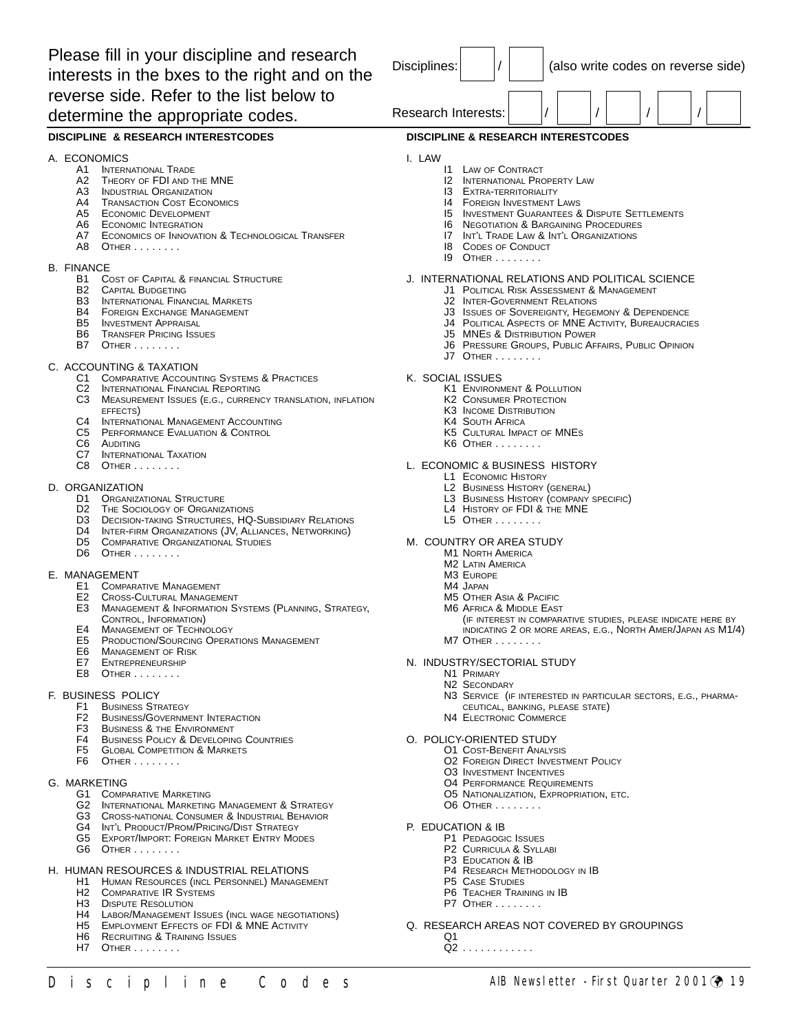Please fill in your discipline and research interests in the bxes to the right and on the reverse side. Refer to the list below to determine the appropriate codes.

Disciplines: ____ / ____ (also write codes on reverse side)

Research Interests: ____ / ____ / ____ / ____ / ____

**DISCIPLINE & RESEARCH INTERESTCODES**

A. ECONOMICS
- A1 International Trade
- A2 Theory of FDI and the MNE
- A3 Industrial Organization
- A4 Transaction Cost Economics
- A5 Economic Development
- A6 Economic Integration
- A7 Economics of Innovation & Technological Transfer
- A8 Other . . . . . . . .

B. FINANCE
- B1 Cost of Capital & financial Structure
- B2 Capital Budgeting
- B3 International Financial Markets
- B4 Foreign Exchange Management
- B5 Investment Appraisal
- B6 Transfer Pricing Issues
- B7 Other . . . . . . . .

C. ACCOUNTING & TAXATION
- C1 Comparative Accounting Systems & Practices
- C2 International Financial Reporting
- C3 Measurement Issues (e.g., currency translation, inflation effects)
- C4 International Management Accounting
- C5 Performance Evaluation & Control
- C6 Auditing
- C7 International Taxation
- C8 Other . . . . . . . .

D. ORGANIZATION
- D1 Organizational Structure
- D2 The Sociology of Organizations
- D3 Decision-taking Structures, HQ-Subsidiary Relations
- D4 Inter-firm Organizations (JV, Alliances, Networking)
- D5 Comparative Organizational Studies
- D6 Other . . . . . . . .

E. MANAGEMENT
- E1 Comparative Management
- E2 Cross-Cultural Management
- E3 Management & Information Systems (Planning, Strategy, Control, Information)
- E4 Management of Technology
- E5 Production/Sourcing Operations Management
- E6 Management of Risk
- E7 Entrepreneurship
- E8 Other . . . . . . . .

F. BUSINESS POLICY
- F1 Business Strategy
- F2 Business/Government Interaction
- F3 Business & the Environment
- F4 Business Policy & Developing Countries
- F5 Global Competition & Markets
- F6 Other . . . . . . . .

G. MARKETING
- G1 Comparative Marketing
- G2 International Marketing Management & Strategy
- G3 Cross-national Consumer & Industrial Behavior
- G4 Int'l Product/Prom/Pricing/Dist Strategy
- G5 Export/Import: Foreign Market Entry Modes
- G6 Other . . . . . . . .

H. HUMAN RESOURCES & INDUSTRIAL RELATIONS
- H1 Human Resources (incl Personnel) Management
- H2 Comparative IR Systems
- H3 Dispute Resolution
- H4 Labor/Management Issues (incl wage negotiations)
- H5 Employment Effects of FDI & MNE Activity
- H6 Recruiting & Training Issues
- H7 Other . . . . . . . .

**DISCIPLINE & RESEARCH INTERESTCODES**

I. LAW
- I1 Law of Contract
- I2 International Property Law
- I3 Extra-territoriality
- I4 Foreign Investment Laws
- I5 Investment Guarantees & Dispute Settlements
- I6 Negotiation & Bargaining Procedures
- I7 Int'l Trade Law & Int'l Organizations
- I8 Codes of Conduct
- I9 Other . . . . . . . .

J. INTERNATIONAL RELATIONS AND POLITICAL SCIENCE
- J1 Political Risk Assessment & Management
- J2 Inter-Government Relations
- J3 Issues of Sovereignty, Hegemony & Dependence
- J4 Political Aspects of MNE Activity, Bureaucracies
- J5 MNEs & Distribution Power
- J6 Pressure Groups, Public Affairs, Public Opinion
- J7 Other . . . . . . . .

K. SOCIAL ISSUES
- K1 Environment & Pollution
- K2 Consumer Protection
- K3 Income Distribution
- K4 South Africa
- K5 Cultural Impact of MNEs
- K6 Other . . . . . . . .

L. ECONOMIC & BUSINESS HISTORY
- L1 Economic History
- L2 Business History (general)
- L3 Business History (company specific)
- L4 History of FDI & the MNE
- L5 Other . . . . . . . .

M. COUNTRY OR AREA STUDY
- M1 North America
- M2 Latin America
- M3 Europe
- M4 Japan
- M5 Other Asia & Pacific
- M6 Africa & Middle East
  (if interest in comparative studies, please indicate here by indicating 2 or more areas, e.g., North Amer/Japan as M1/4)
- M7 Other . . . . . . . .

N. INDUSTRY/SECTORIAL STUDY
- N1 Primary
- N2 Secondary
- N3 Service (if interested in particular sectors, e.g., pharmaceutical, banking, please state)
- N4 Electronic Commerce

O. POLICY-ORIENTED STUDY
- O1 Cost-Benefit Analysis
- O2 Foreign Direct Investment Policy
- O3 Investment Incentives
- O4 Performance Requirements
- O5 Nationalization, Expropriation, etc.
- O6 Other . . . . . . . .

P. EDUCATION & IB
- P1 Pedagogic Issues
- P2 Curricula & Syllabi
- P3 Education & IB
- P4 Research Methodology in IB
- P5 Case Studies
- P6 Teacher Training in IB
- P7 Other . . . . . . . .

Q. RESEARCH AREAS NOT COVERED BY GROUPINGS
- Q1
- Q2 . . . . . . . . . . . .

Discipline Codes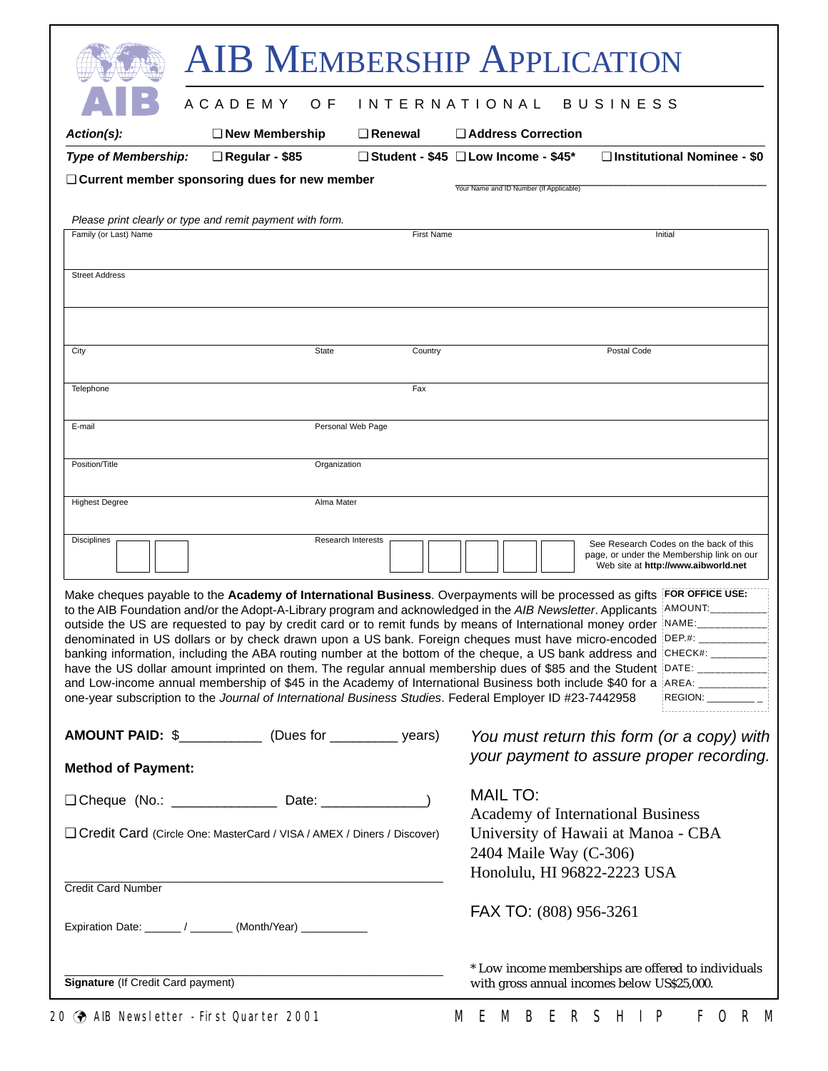# AIB Membership Application

ACADEMY OF INTERNATIONAL BUSINESS

***Action(s):*** ❑ **New Membership** ❑ **Renewal** ❑ **Address Correction**

***Type of Membership:*** ❑ **Regular - $85** ❑ **Student - $45** ❑ **Low Income - $45*** ❑ **Institutional Nominee - $0**

❑ **Current member sponsoring dues for new member** ______________________________
Your Name and ID Number (If Applicable)

*Please print clearly or type and remit payment with form.*

| | | |
|---|---|---|
| Family (or Last) Name | First Name | Initial |
| Street Address | | |
| | | |
| City / State | Country | Postal Code |
| Telephone | Fax | |
| E-mail | Personal Web Page | |
| Position/Title | Organization | |
| Highest Degree | Alma Mater | |
| Disciplines | Research Interests | See Research Codes on the back of this page, or under the Membership link on our Web site at **http://www.aibworld.net** |

Make cheques payable to the **Academy of International Business**. Overpayments will be processed as gifts to the AIB Foundation and/or the Adopt-A-Library program and acknowledged in the *AIB Newsletter*. Applicants outside the US are requested to pay by credit card or to remit funds by means of International money order denominated in US dollars or by check drawn upon a US bank. Foreign cheques must have micro-encoded banking information, including the ABA routing number at the bottom of the cheque, a US bank address and have the US dollar amount imprinted on them. The regular annual membership dues of $85 and the Student and Low-income annual membership of $45 in the Academy of International Business both include $40 for a one-year subscription to the *Journal of International Business Studies*. Federal Employer ID #23-7442958

**FOR OFFICE USE:**
AMOUNT:_________
NAME:___________
DEP.#: ___________
CHECK#: _________
DATE: ___________
AREA: ___________
REGION: _________

**AMOUNT PAID:** $__________ (Dues for ________ years)

**Method of Payment:**

❑ Cheque (No.: _____________ Date: _____________)

❑ Credit Card (Circle One: MasterCard / VISA / AMEX / Diners / Discover)

______________________________
Credit Card Number

Expiration Date: ______ / _______ (Month/Year) __________

______________________________
**Signature** (If Credit Card payment)

*You must return this form (or a copy) with your payment to assure proper recording.*

MAIL TO:
Academy of International Business
University of Hawaii at Manoa - CBA
2404 Maile Way (C-306)
Honolulu, HI 96822-2223 USA

FAX TO: (808) 956-3261

* Low income memberships are offered to individuals with gross annual incomes below US$25,000.